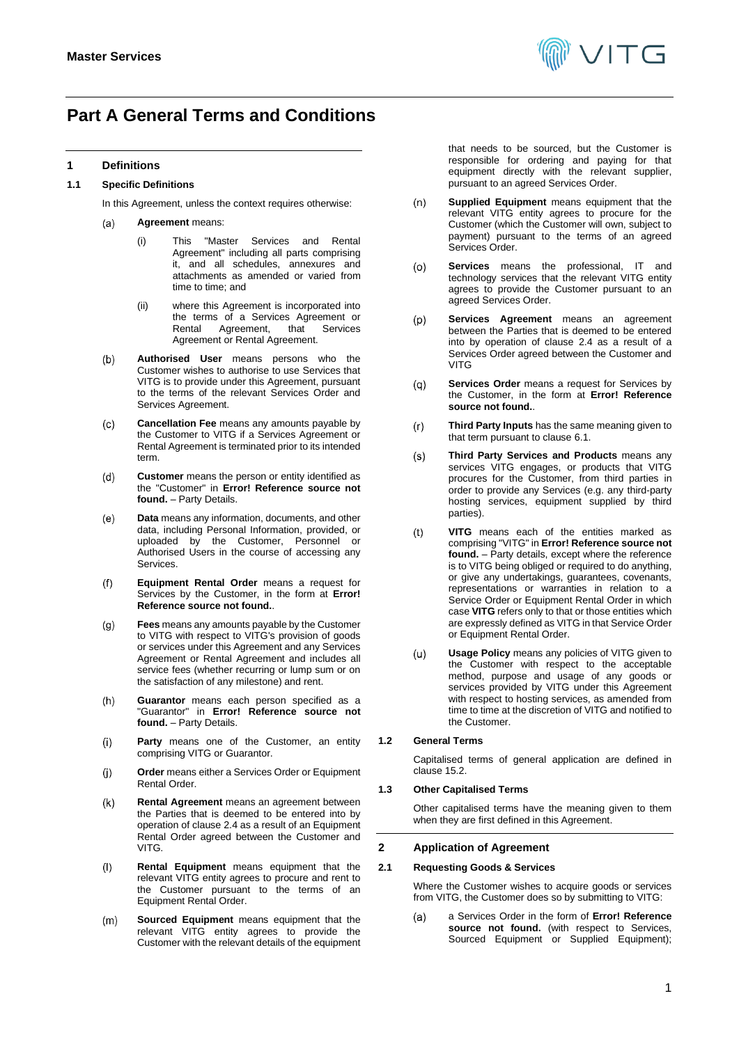# Part A General Terms and Conditions

## 1 Definitions

### 1.1 Specific Definitions

In this Agreement, unless the context requires otherwise:

(a) **Agreement** means:

(i) This "Master Services and Rental Agreement" including all parts comprising it, and all schedules, annexures and attachments as amended or varied from time to time; and

(ii) where this Agreement is incorporated into the terms of a Services Agreement or Rental Agreement, that Services Agreement or Rental Agreement.

(b) **Authorised User** means persons who the Customer wishes to authorise to use Services that VITG is to provide under this Agreement, pursuant to the terms of the relevant Services Order and Services Agreement.

(c) **Cancellation Fee** means any amounts payable by the Customer to VITG if a Services Agreement or Rental Agreement is terminated prior to its intended term.

(d) **Customer** means the person or entity identified as the "Customer" in **Error! Reference source not found.** – Party Details.

(e) **Data** means any information, documents, and other data, including Personal Information, provided, or uploaded by the Customer, Personnel or Authorised Users in the course of accessing any Services.

(f) **Equipment Rental Order** means a request for Services by the Customer, in the form at **Error! Reference source not found.**.

(g) **Fees** means any amounts payable by the Customer to VITG with respect to VITG's provision of goods or services under this Agreement and any Services Agreement or Rental Agreement and includes all service fees (whether recurring or lump sum or on the satisfaction of any milestone) and rent.

(h) **Guarantor** means each person specified as a "Guarantor" in **Error! Reference source not found.** – Party Details.

(i) **Party** means one of the Customer, an entity comprising VITG or Guarantor.

(j) **Order** means either a Services Order or Equipment Rental Order.

(k) **Rental Agreement** means an agreement between the Parties that is deemed to be entered into by operation of clause 2.4 as a result of an Equipment Rental Order agreed between the Customer and VITG.

(l) **Rental Equipment** means equipment that the relevant VITG entity agrees to procure and rent to the Customer pursuant to the terms of an Equipment Rental Order.

(m) **Sourced Equipment** means equipment that the relevant VITG entity agrees to provide the Customer with the relevant details of the equipment that needs to be sourced, but the Customer is responsible for ordering and paying for that equipment directly with the relevant supplier, pursuant to an agreed Services Order.

(n) **Supplied Equipment** means equipment that the relevant VITG entity agrees to procure for the Customer (which the Customer will own, subject to payment) pursuant to the terms of an agreed Services Order.

(o) **Services** means the professional, IT and technology services that the relevant VITG entity agrees to provide the Customer pursuant to an agreed Services Order.

(p) **Services Agreement** means an agreement between the Parties that is deemed to be entered into by operation of clause 2.4 as a result of a Services Order agreed between the Customer and VITG

(q) **Services Order** means a request for Services by the Customer, in the form at **Error! Reference source not found.**.

(r) **Third Party Inputs** has the same meaning given to that term pursuant to clause 6.1.

(s) **Third Party Services and Products** means any services VITG engages, or products that VITG procures for the Customer, from third parties in order to provide any Services (e.g. any third-party hosting services, equipment supplied by third parties).

(t) **VITG** means each of the entities marked as comprising "VITG" in **Error! Reference source not found.** – Party details, except where the reference is to VITG being obliged or required to do anything, or give any undertakings, guarantees, covenants, representations or warranties in relation to a Service Order or Equipment Rental Order in which case **VITG** refers only to that or those entities which are expressly defined as VITG in that Service Order or Equipment Rental Order.

(u) **Usage Policy** means any policies of VITG given to the Customer with respect to the acceptable method, purpose and usage of any goods or services provided by VITG under this Agreement with respect to hosting services, as amended from time to time at the discretion of VITG and notified to the Customer.

### 1.2 General Terms

Capitalised terms of general application are defined in clause 15.2.

### 1.3 Other Capitalised Terms

Other capitalised terms have the meaning given to them when they are first defined in this Agreement.

## 2 Application of Agreement

### 2.1 Requesting Goods & Services

Where the Customer wishes to acquire goods or services from VITG, the Customer does so by submitting to VITG:

(a) a Services Order in the form of **Error! Reference source not found.** (with respect to Services, Sourced Equipment or Supplied Equipment);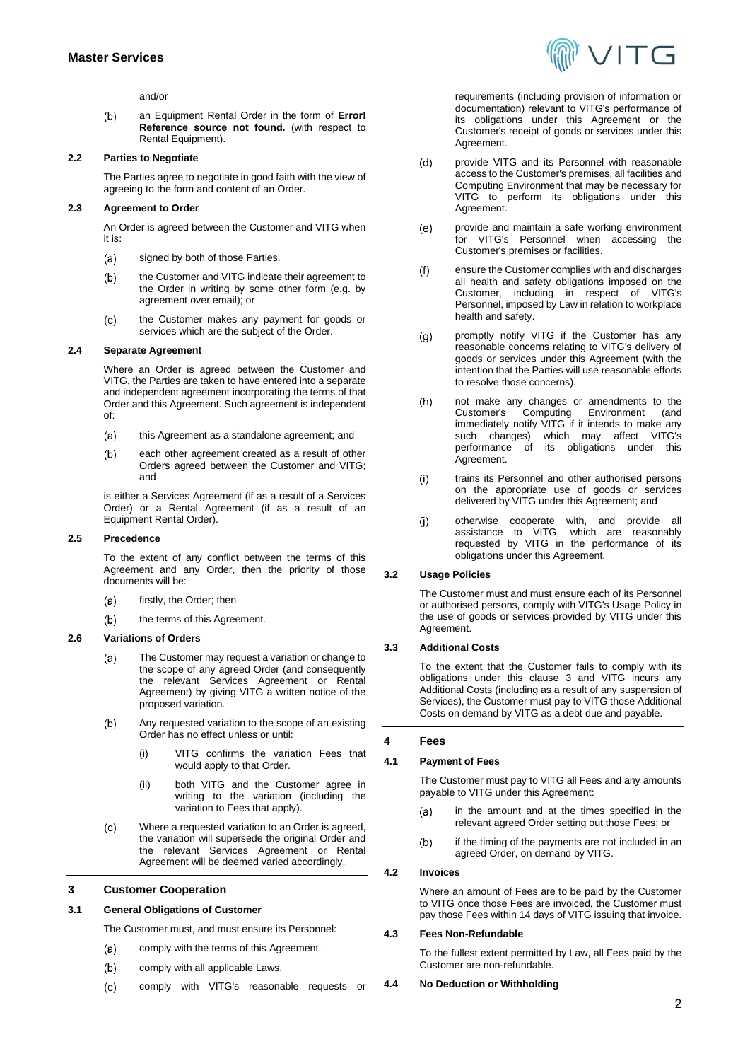and/or

(b) an Equipment Rental Order in the form of **Error! Reference source not found.** (with respect to Rental Equipment).

**2.2 Parties to Negotiate**

The Parties agree to negotiate in good faith with the view of agreeing to the form and content of an Order.

**2.3 Agreement to Order**

An Order is agreed between the Customer and VITG when it is:

(a) signed by both of those Parties.

(b) the Customer and VITG indicate their agreement to the Order in writing by some other form (e.g. by agreement over email); or

(c) the Customer makes any payment for goods or services which are the subject of the Order.

**2.4 Separate Agreement**

Where an Order is agreed between the Customer and VITG, the Parties are taken to have entered into a separate and independent agreement incorporating the terms of that Order and this Agreement. Such agreement is independent of:

(a) this Agreement as a standalone agreement; and

(b) each other agreement created as a result of other Orders agreed between the Customer and VITG; and

is either a Services Agreement (if as a result of a Services Order) or a Rental Agreement (if as a result of an Equipment Rental Order).

**2.5 Precedence**

To the extent of any conflict between the terms of this Agreement and any Order, then the priority of those documents will be:

(a) firstly, the Order; then

(b) the terms of this Agreement.

**2.6 Variations of Orders**

(a) The Customer may request a variation or change to the scope of any agreed Order (and consequently the relevant Services Agreement or Rental Agreement) by giving VITG a written notice of the proposed variation.

(b) Any requested variation to the scope of an existing Order has no effect unless or until:

  (i) VITG confirms the variation Fees that would apply to that Order.

  (ii) both VITG and the Customer agree in writing to the variation (including the variation to Fees that apply).

(c) Where a requested variation to an Order is agreed, the variation will supersede the original Order and the relevant Services Agreement or Rental Agreement will be deemed varied accordingly.

## 3 Customer Cooperation

**3.1 General Obligations of Customer**

The Customer must, and must ensure its Personnel:

(a) comply with the terms of this Agreement.

(b) comply with all applicable Laws.

(c) comply with VITG's reasonable requests or requirements (including provision of information or documentation) relevant to VITG's performance of its obligations under this Agreement or the Customer's receipt of goods or services under this Agreement.

(d) provide VITG and its Personnel with reasonable access to the Customer's premises, all facilities and Computing Environment that may be necessary for VITG to perform its obligations under this Agreement.

(e) provide and maintain a safe working environment for VITG's Personnel when accessing the Customer's premises or facilities.

(f) ensure the Customer complies with and discharges all health and safety obligations imposed on the Customer, including in respect of VITG's Personnel, imposed by Law in relation to workplace health and safety.

(g) promptly notify VITG if the Customer has any reasonable concerns relating to VITG's delivery of goods or services under this Agreement (with the intention that the Parties will use reasonable efforts to resolve those concerns).

(h) not make any changes or amendments to the Customer's Computing Environment (and immediately notify VITG if it intends to make any such changes) which may affect VITG's performance of its obligations under this Agreement.

(i) trains its Personnel and other authorised persons on the appropriate use of goods or services delivered by VITG under this Agreement; and

(j) otherwise cooperate with, and provide all assistance to VITG, which are reasonably requested by VITG in the performance of its obligations under this Agreement.

**3.2 Usage Policies**

The Customer must and must ensure each of its Personnel or authorised persons, comply with VITG's Usage Policy in the use of goods or services provided by VITG under this Agreement.

**3.3 Additional Costs**

To the extent that the Customer fails to comply with its obligations under this clause 3 and VITG incurs any Additional Costs (including as a result of any suspension of Services), the Customer must pay to VITG those Additional Costs on demand by VITG as a debt due and payable.

## 4 Fees

**4.1 Payment of Fees**

The Customer must pay to VITG all Fees and any amounts payable to VITG under this Agreement:

(a) in the amount and at the times specified in the relevant agreed Order setting out those Fees; or

(b) if the timing of the payments are not included in an agreed Order, on demand by VITG.

**4.2 Invoices**

Where an amount of Fees are to be paid by the Customer to VITG once those Fees are invoiced, the Customer must pay those Fees within 14 days of VITG issuing that invoice.

**4.3 Fees Non-Refundable**

To the fullest extent permitted by Law, all Fees paid by the Customer are non-refundable.

**4.4 No Deduction or Withholding**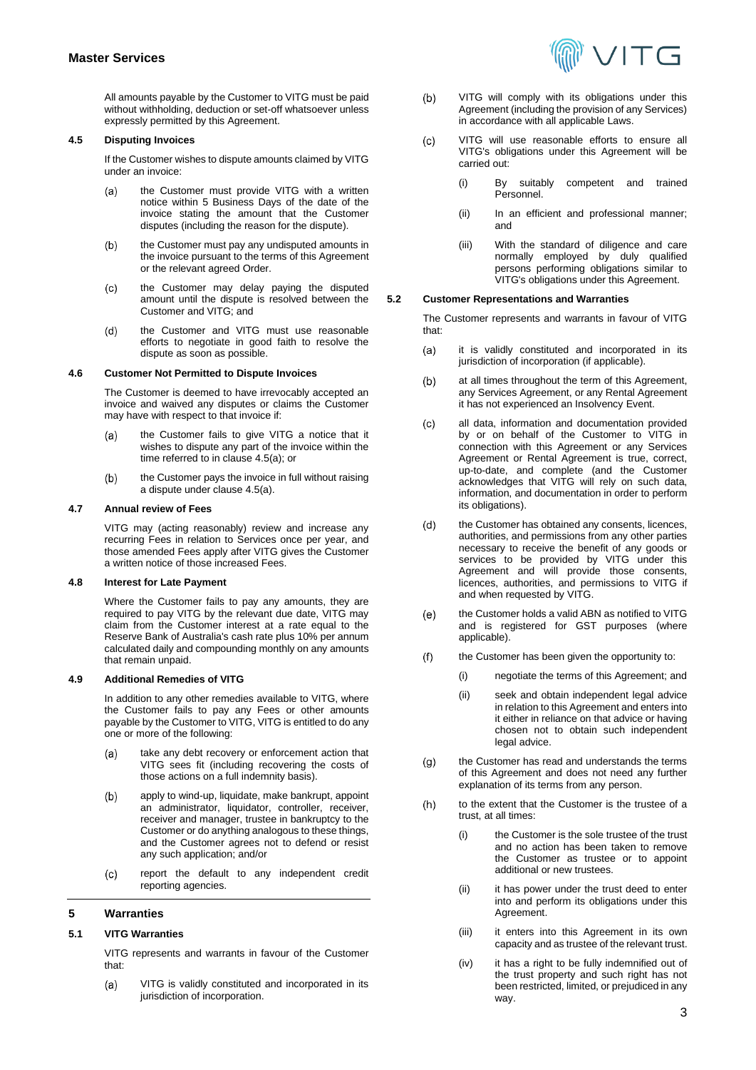All amounts payable by the Customer to VITG must be paid without withholding, deduction or set-off whatsoever unless expressly permitted by this Agreement.

### 4.5 Disputing Invoices

If the Customer wishes to dispute amounts claimed by VITG under an invoice:

(a) the Customer must provide VITG with a written notice within 5 Business Days of the date of the invoice stating the amount that the Customer disputes (including the reason for the dispute).

(b) the Customer must pay any undisputed amounts in the invoice pursuant to the terms of this Agreement or the relevant agreed Order.

(c) the Customer may delay paying the disputed amount until the dispute is resolved between the Customer and VITG; and

(d) the Customer and VITG must use reasonable efforts to negotiate in good faith to resolve the dispute as soon as possible.

### 4.6 Customer Not Permitted to Dispute Invoices

The Customer is deemed to have irrevocably accepted an invoice and waived any disputes or claims the Customer may have with respect to that invoice if:

(a) the Customer fails to give VITG a notice that it wishes to dispute any part of the invoice within the time referred to in clause 4.5(a); or

(b) the Customer pays the invoice in full without raising a dispute under clause 4.5(a).

### 4.7 Annual review of Fees

VITG may (acting reasonably) review and increase any recurring Fees in relation to Services once per year, and those amended Fees apply after VITG gives the Customer a written notice of those increased Fees.

### 4.8 Interest for Late Payment

Where the Customer fails to pay any amounts, they are required to pay VITG by the relevant due date, VITG may claim from the Customer interest at a rate equal to the Reserve Bank of Australia's cash rate plus 10% per annum calculated daily and compounding monthly on any amounts that remain unpaid.

### 4.9 Additional Remedies of VITG

In addition to any other remedies available to VITG, where the Customer fails to pay any Fees or other amounts payable by the Customer to VITG, VITG is entitled to do any one or more of the following:

(a) take any debt recovery or enforcement action that VITG sees fit (including recovering the costs of those actions on a full indemnity basis).

(b) apply to wind-up, liquidate, make bankrupt, appoint an administrator, liquidator, controller, receiver, receiver and manager, trustee in bankruptcy to the Customer or do anything analogous to these things, and the Customer agrees not to defend or resist any such application; and/or

(c) report the default to any independent credit reporting agencies.

## 5 Warranties

### 5.1 VITG Warranties

VITG represents and warrants in favour of the Customer that:

(a) VITG is validly constituted and incorporated in its jurisdiction of incorporation.

(b) VITG will comply with its obligations under this Agreement (including the provision of any Services) in accordance with all applicable Laws.

(c) VITG will use reasonable efforts to ensure all VITG's obligations under this Agreement will be carried out:

(i) By suitably competent and trained Personnel.

(ii) In an efficient and professional manner; and

(iii) With the standard of diligence and care normally employed by duly qualified persons performing obligations similar to VITG's obligations under this Agreement.

### 5.2 Customer Representations and Warranties

The Customer represents and warrants in favour of VITG that:

(a) it is validly constituted and incorporated in its jurisdiction of incorporation (if applicable).

(b) at all times throughout the term of this Agreement, any Services Agreement, or any Rental Agreement it has not experienced an Insolvency Event.

(c) all data, information and documentation provided by or on behalf of the Customer to VITG in connection with this Agreement or any Services Agreement or Rental Agreement is true, correct, up-to-date, and complete (and the Customer acknowledges that VITG will rely on such data, information, and documentation in order to perform its obligations).

(d) the Customer has obtained any consents, licences, authorities, and permissions from any other parties necessary to receive the benefit of any goods or services to be provided by VITG under this Agreement and will provide those consents, licences, authorities, and permissions to VITG if and when requested by VITG.

(e) the Customer holds a valid ABN as notified to VITG and is registered for GST purposes (where applicable).

(f) the Customer has been given the opportunity to:

(i) negotiate the terms of this Agreement; and

(ii) seek and obtain independent legal advice in relation to this Agreement and enters into it either in reliance on that advice or having chosen not to obtain such independent legal advice.

(g) the Customer has read and understands the terms of this Agreement and does not need any further explanation of its terms from any person.

(h) to the extent that the Customer is the trustee of a trust, at all times:

(i) the Customer is the sole trustee of the trust and no action has been taken to remove the Customer as trustee or to appoint additional or new trustees.

(ii) it has power under the trust deed to enter into and perform its obligations under this Agreement.

(iii) it enters into this Agreement in its own capacity and as trustee of the relevant trust.

(iv) it has a right to be fully indemnified out of the trust property and such right has not been restricted, limited, or prejudiced in any way.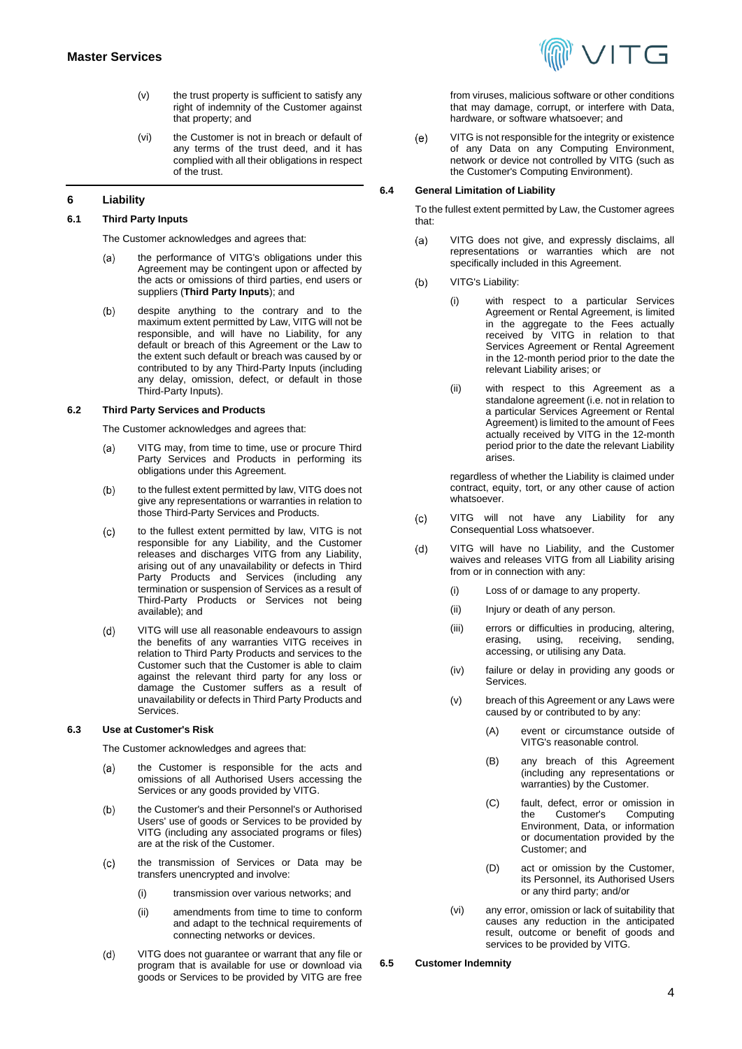(v) the trust property is sufficient to satisfy any right of indemnity of the Customer against that property; and

(vi) the Customer is not in breach or default of any terms of the trust deed, and it has complied with all their obligations in respect of the trust.

## 6 Liability

### 6.1 Third Party Inputs

The Customer acknowledges and agrees that:

(a) the performance of VITG's obligations under this Agreement may be contingent upon or affected by the acts or omissions of third parties, end users or suppliers (**Third Party Inputs**); and

(b) despite anything to the contrary and to the maximum extent permitted by Law, VITG will not be responsible, and will have no Liability, for any default or breach of this Agreement or the Law to the extent such default or breach was caused by or contributed to by any Third-Party Inputs (including any delay, omission, defect, or default in those Third-Party Inputs).

### 6.2 Third Party Services and Products

The Customer acknowledges and agrees that:

(a) VITG may, from time to time, use or procure Third Party Services and Products in performing its obligations under this Agreement.

(b) to the fullest extent permitted by law, VITG does not give any representations or warranties in relation to those Third-Party Services and Products.

(c) to the fullest extent permitted by law, VITG is not responsible for any Liability, and the Customer releases and discharges VITG from any Liability, arising out of any unavailability or defects in Third Party Products and Services (including any termination or suspension of Services as a result of Third-Party Products or Services not being available); and

(d) VITG will use all reasonable endeavours to assign the benefits of any warranties VITG receives in relation to Third Party Products and services to the Customer such that the Customer is able to claim against the relevant third party for any loss or damage the Customer suffers as a result of unavailability or defects in Third Party Products and Services.

### 6.3 Use at Customer's Risk

The Customer acknowledges and agrees that:

(a) the Customer is responsible for the acts and omissions of all Authorised Users accessing the Services or any goods provided by VITG.

(b) the Customer's and their Personnel's or Authorised Users' use of goods or Services to be provided by VITG (including any associated programs or files) are at the risk of the Customer.

(c) the transmission of Services or Data may be transfers unencrypted and involve:

(i) transmission over various networks; and

(ii) amendments from time to time to conform and adapt to the technical requirements of connecting networks or devices.

(d) VITG does not guarantee or warrant that any file or program that is available for use or download via goods or Services to be provided by VITG are free from viruses, malicious software or other conditions that may damage, corrupt, or interfere with Data, hardware, or software whatsoever; and

(e) VITG is not responsible for the integrity or existence of any Data on any Computing Environment, network or device not controlled by VITG (such as the Customer's Computing Environment).

### 6.4 General Limitation of Liability

To the fullest extent permitted by Law, the Customer agrees that:

(a) VITG does not give, and expressly disclaims, all representations or warranties which are not specifically included in this Agreement.

(b) VITG's Liability:

(i) with respect to a particular Services Agreement or Rental Agreement, is limited in the aggregate to the Fees actually received by VITG in relation to that Services Agreement or Rental Agreement in the 12-month period prior to the date the relevant Liability arises; or

(ii) with respect to this Agreement as a standalone agreement (i.e. not in relation to a particular Services Agreement or Rental Agreement) is limited to the amount of Fees actually received by VITG in the 12-month period prior to the date the relevant Liability arises.

regardless of whether the Liability is claimed under contract, equity, tort, or any other cause of action whatsoever.

(c) VITG will not have any Liability for any Consequential Loss whatsoever.

(d) VITG will have no Liability, and the Customer waives and releases VITG from all Liability arising from or in connection with any:

(i) Loss of or damage to any property.

(ii) Injury or death of any person.

(iii) errors or difficulties in producing, altering, erasing, using, receiving, sending, accessing, or utilising any Data.

(iv) failure or delay in providing any goods or Services.

(v) breach of this Agreement or any Laws were caused by or contributed to by any:

(A) event or circumstance outside of VITG's reasonable control.

(B) any breach of this Agreement (including any representations or warranties) by the Customer.

(C) fault, defect, error or omission in the Customer's Computing Environment, Data, or information or documentation provided by the Customer; and

(D) act or omission by the Customer, its Personnel, its Authorised Users or any third party; and/or

(vi) any error, omission or lack of suitability that causes any reduction in the anticipated result, outcome or benefit of goods and services to be provided by VITG.

### 6.5 Customer Indemnity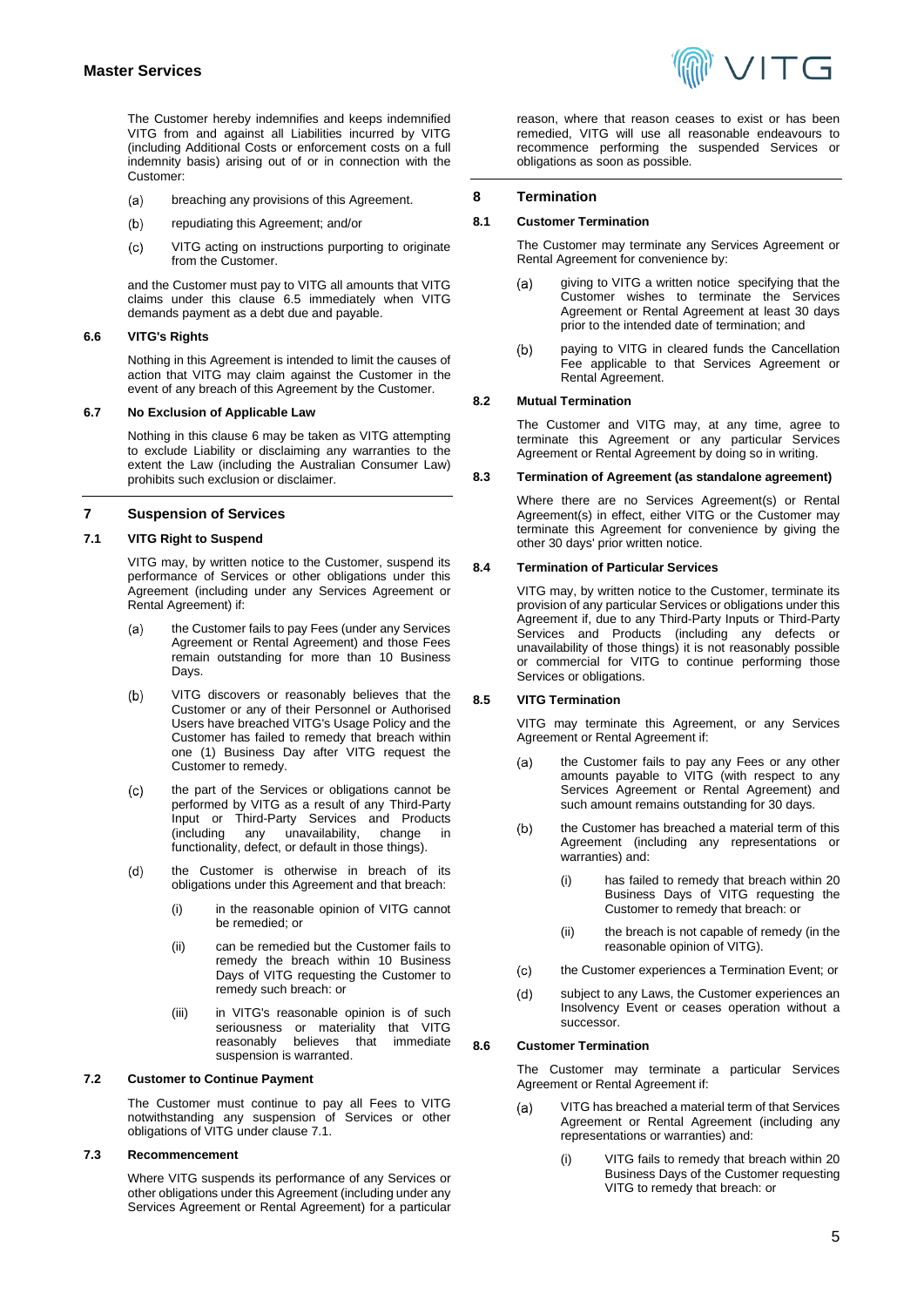The Customer hereby indemnifies and keeps indemnified VITG from and against all Liabilities incurred by VITG (including Additional Costs or enforcement costs on a full indemnity basis) arising out of or in connection with the Customer:

(a) breaching any provisions of this Agreement.

(b) repudiating this Agreement; and/or

(c) VITG acting on instructions purporting to originate from the Customer.

and the Customer must pay to VITG all amounts that VITG claims under this clause 6.5 immediately when VITG demands payment as a debt due and payable.

### 6.6 VITG's Rights

Nothing in this Agreement is intended to limit the causes of action that VITG may claim against the Customer in the event of any breach of this Agreement by the Customer.

### 6.7 No Exclusion of Applicable Law

Nothing in this clause 6 may be taken as VITG attempting to exclude Liability or disclaiming any warranties to the extent the Law (including the Australian Consumer Law) prohibits such exclusion or disclaimer.

## 7 Suspension of Services

### 7.1 VITG Right to Suspend

VITG may, by written notice to the Customer, suspend its performance of Services or other obligations under this Agreement (including under any Services Agreement or Rental Agreement) if:

(a) the Customer fails to pay Fees (under any Services Agreement or Rental Agreement) and those Fees remain outstanding for more than 10 Business Days.

(b) VITG discovers or reasonably believes that the Customer or any of their Personnel or Authorised Users have breached VITG's Usage Policy and the Customer has failed to remedy that breach within one (1) Business Day after VITG request the Customer to remedy.

(c) the part of the Services or obligations cannot be performed by VITG as a result of any Third-Party Input or Third-Party Services and Products (including any unavailability, change in functionality, defect, or default in those things).

(d) the Customer is otherwise in breach of its obligations under this Agreement and that breach:

  (i) in the reasonable opinion of VITG cannot be remedied; or

  (ii) can be remedied but the Customer fails to remedy the breach within 10 Business Days of VITG requesting the Customer to remedy such breach: or

  (iii) in VITG's reasonable opinion is of such seriousness or materiality that VITG reasonably believes that immediate suspension is warranted.

### 7.2 Customer to Continue Payment

The Customer must continue to pay all Fees to VITG notwithstanding any suspension of Services or other obligations of VITG under clause 7.1.

### 7.3 Recommencement

Where VITG suspends its performance of any Services or other obligations under this Agreement (including under any Services Agreement or Rental Agreement) for a particular reason, where that reason ceases to exist or has been remedied, VITG will use all reasonable endeavours to recommence performing the suspended Services or obligations as soon as possible.

## 8 Termination

### 8.1 Customer Termination

The Customer may terminate any Services Agreement or Rental Agreement for convenience by:

(a) giving to VITG a written notice specifying that the Customer wishes to terminate the Services Agreement or Rental Agreement at least 30 days prior to the intended date of termination; and

(b) paying to VITG in cleared funds the Cancellation Fee applicable to that Services Agreement or Rental Agreement.

### 8.2 Mutual Termination

The Customer and VITG may, at any time, agree to terminate this Agreement or any particular Services Agreement or Rental Agreement by doing so in writing.

### 8.3 Termination of Agreement (as standalone agreement)

Where there are no Services Agreement(s) or Rental Agreement(s) in effect, either VITG or the Customer may terminate this Agreement for convenience by giving the other 30 days' prior written notice.

### 8.4 Termination of Particular Services

VITG may, by written notice to the Customer, terminate its provision of any particular Services or obligations under this Agreement if, due to any Third-Party Inputs or Third-Party Services and Products (including any defects or unavailability of those things) it is not reasonably possible or commercial for VITG to continue performing those Services or obligations.

### 8.5 VITG Termination

VITG may terminate this Agreement, or any Services Agreement or Rental Agreement if:

(a) the Customer fails to pay any Fees or any other amounts payable to VITG (with respect to any Services Agreement or Rental Agreement) and such amount remains outstanding for 30 days.

(b) the Customer has breached a material term of this Agreement (including any representations or warranties) and:

  (i) has failed to remedy that breach within 20 Business Days of VITG requesting the Customer to remedy that breach: or

  (ii) the breach is not capable of remedy (in the reasonable opinion of VITG).

(c) the Customer experiences a Termination Event; or

(d) subject to any Laws, the Customer experiences an Insolvency Event or ceases operation without a successor.

### 8.6 Customer Termination

The Customer may terminate a particular Services Agreement or Rental Agreement if:

(a) VITG has breached a material term of that Services Agreement or Rental Agreement (including any representations or warranties) and:

  (i) VITG fails to remedy that breach within 20 Business Days of the Customer requesting VITG to remedy that breach: or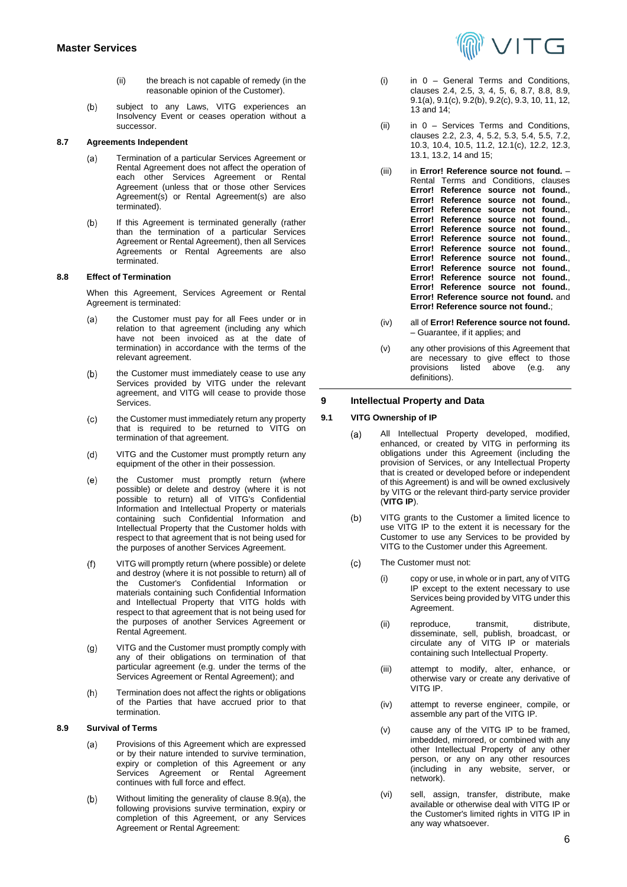(ii) the breach is not capable of remedy (in the reasonable opinion of the Customer).

(b) subject to any Laws, VITG experiences an Insolvency Event or ceases operation without a successor.

### 8.7 Agreements Independent

(a) Termination of a particular Services Agreement or Rental Agreement does not affect the operation of each other Services Agreement or Rental Agreement (unless that or those other Services Agreement(s) or Rental Agreement(s) are also terminated).

(b) If this Agreement is terminated generally (rather than the termination of a particular Services Agreement or Rental Agreement), then all Services Agreements or Rental Agreements are also terminated.

### 8.8 Effect of Termination

When this Agreement, Services Agreement or Rental Agreement is terminated:

(a) the Customer must pay for all Fees under or in relation to that agreement (including any which have not been invoiced as at the date of termination) in accordance with the terms of the relevant agreement.

(b) the Customer must immediately cease to use any Services provided by VITG under the relevant agreement, and VITG will cease to provide those Services.

(c) the Customer must immediately return any property that is required to be returned to VITG on termination of that agreement.

(d) VITG and the Customer must promptly return any equipment of the other in their possession.

(e) the Customer must promptly return (where possible) or delete and destroy (where it is not possible to return) all of VITG's Confidential Information and Intellectual Property or materials containing such Confidential Information and Intellectual Property that the Customer holds with respect to that agreement that is not being used for the purposes of another Services Agreement.

(f) VITG will promptly return (where possible) or delete and destroy (where it is not possible to return) all of the Customer's Confidential Information or materials containing such Confidential Information and Intellectual Property that VITG holds with respect to that agreement that is not being used for the purposes of another Services Agreement or Rental Agreement.

(g) VITG and the Customer must promptly comply with any of their obligations on termination of that particular agreement (e.g. under the terms of the Services Agreement or Rental Agreement); and

(h) Termination does not affect the rights or obligations of the Parties that have accrued prior to that termination.

### 8.9 Survival of Terms

(a) Provisions of this Agreement which are expressed or by their nature intended to survive termination, expiry or completion of this Agreement or any Services Agreement or Rental Agreement continues with full force and effect.

(b) Without limiting the generality of clause 8.9(a), the following provisions survive termination, expiry or completion of this Agreement, or any Services Agreement or Rental Agreement:

(i) in 0 – General Terms and Conditions, clauses 2.4, 2.5, 3, 4, 5, 6, 8.7, 8.8, 8.9, 9.1(a), 9.1(c), 9.2(b), 9.2(c), 9.3, 10, 11, 12, 13 and 14;

(ii) in 0 – Services Terms and Conditions, clauses 2.2, 2.3, 4, 5.2, 5.3, 5.4, 5.5, 7.2, 10.3, 10.4, 10.5, 11.2, 12.1(c), 12.2, 12.3, 13.1, 13.2, 14 and 15;

(iii) in **Error! Reference source not found.** – Rental Terms and Conditions, clauses **Error! Reference source not found.**, **Error! Reference source not found.**, **Error! Reference source not found.**, **Error! Reference source not found.**, **Error! Reference source not found.**, **Error! Reference source not found.**, **Error! Reference source not found.**, **Error! Reference source not found.**, **Error! Reference source not found.**, **Error! Reference source not found.**, **Error! Reference source not found.**, **Error! Reference source not found.** and **Error! Reference source not found.**;

(iv) all of **Error! Reference source not found.** – Guarantee, if it applies; and

(v) any other provisions of this Agreement that are necessary to give effect to those provisions listed above (e.g. any definitions).

## 9 Intellectual Property and Data

### 9.1 VITG Ownership of IP

(a) All Intellectual Property developed, modified, enhanced, or created by VITG in performing its obligations under this Agreement (including the provision of Services, or any Intellectual Property that is created or developed before or independent of this Agreement) is and will be owned exclusively by VITG or the relevant third-party service provider (**VITG IP**).

(b) VITG grants to the Customer a limited licence to use VITG IP to the extent it is necessary for the Customer to use any Services to be provided by VITG to the Customer under this Agreement.

(c) The Customer must not:

(i) copy or use, in whole or in part, any of VITG IP except to the extent necessary to use Services being provided by VITG under this Agreement.

(ii) reproduce, transmit, distribute, disseminate, sell, publish, broadcast, or circulate any of VITG IP or materials containing such Intellectual Property.

(iii) attempt to modify, alter, enhance, or otherwise vary or create any derivative of VITG IP.

(iv) attempt to reverse engineer, compile, or assemble any part of the VITG IP.

(v) cause any of the VITG IP to be framed, imbedded, mirrored, or combined with any other Intellectual Property of any other person, or any on any other resources (including in any website, server, or network).

(vi) sell, assign, transfer, distribute, make available or otherwise deal with VITG IP or the Customer's limited rights in VITG IP in any way whatsoever.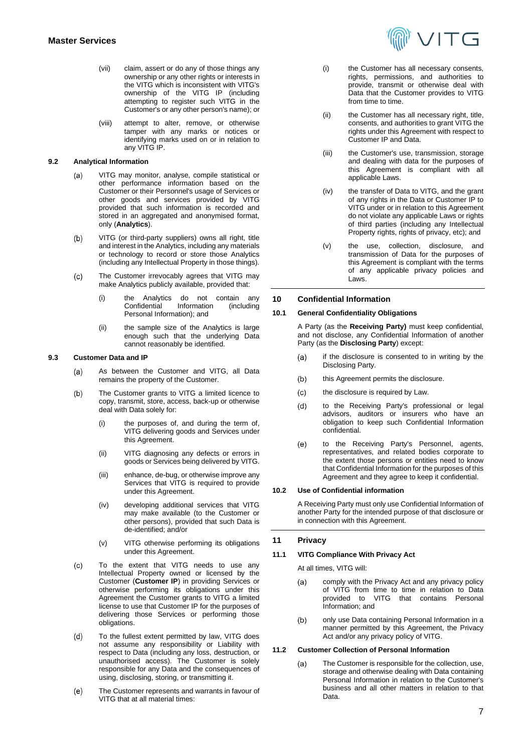(vii) claim, assert or do any of those things any ownership or any other rights or interests in the VITG which is inconsistent with VITG's ownership of the VITG IP (including attempting to register such VITG in the Customer's or any other person's name); or

(viii) attempt to alter, remove, or otherwise tamper with any marks or notices or identifying marks used on or in relation to any VITG IP.

### 9.2 Analytical Information

(a) VITG may monitor, analyse, compile statistical or other performance information based on the Customer or their Personnel's usage of Services or other goods and services provided by VITG provided that such information is recorded and stored in an aggregated and anonymised format, only (**Analytics**).

(b) VITG (or third-party suppliers) owns all right, title and interest in the Analytics, including any materials or technology to record or store those Analytics (including any Intellectual Property in those things).

(c) The Customer irrevocably agrees that VITG may make Analytics publicly available, provided that:

(i) the Analytics do not contain any Confidential Information (including Personal Information); and

(ii) the sample size of the Analytics is large enough such that the underlying Data cannot reasonably be identified.

### 9.3 Customer Data and IP

(a) As between the Customer and VITG, all Data remains the property of the Customer.

(b) The Customer grants to VITG a limited licence to copy, transmit, store, access, back-up or otherwise deal with Data solely for:

(i) the purposes of, and during the term of, VITG delivering goods and Services under this Agreement.

(ii) VITG diagnosing any defects or errors in goods or Services being delivered by VITG.

(iii) enhance, de-bug, or otherwise improve any Services that VITG is required to provide under this Agreement.

(iv) developing additional services that VITG may make available (to the Customer or other persons), provided that such Data is de-identified; and/or

(v) VITG otherwise performing its obligations under this Agreement.

(c) To the extent that VITG needs to use any Intellectual Property owned or licensed by the Customer (**Customer IP**) in providing Services or otherwise performing its obligations under this Agreement the Customer grants to VITG a limited license to use that Customer IP for the purposes of delivering those Services or performing those obligations.

(d) To the fullest extent permitted by law, VITG does not assume any responsibility or Liability with respect to Data (including any loss, destruction, or unauthorised access). The Customer is solely responsible for any Data and the consequences of using, disclosing, storing, or transmitting it.

(e) The Customer represents and warrants in favour of VITG that at all material times:

(i) the Customer has all necessary consents, rights, permissions, and authorities to provide, transmit or otherwise deal with Data that the Customer provides to VITG from time to time.

(ii) the Customer has all necessary right, title, consents, and authorities to grant VITG the rights under this Agreement with respect to Customer IP and Data.

(iii) the Customer's use, transmission, storage and dealing with data for the purposes of this Agreement is compliant with all applicable Laws.

(iv) the transfer of Data to VITG, and the grant of any rights in the Data or Customer IP to VITG under or in relation to this Agreement do not violate any applicable Laws or rights of third parties (including any Intellectual Property rights, rights of privacy, etc); and

(v) the use, collection, disclosure, and transmission of Data for the purposes of this Agreement is compliant with the terms of any applicable privacy policies and Laws.

## 10 Confidential Information

### 10.1 General Confidentiality Obligations

A Party (as the **Receiving Party)** must keep confidential, and not disclose, any Confidential Information of another Party (as the **Disclosing Party**) except:

(a) if the disclosure is consented to in writing by the Disclosing Party.

(b) this Agreement permits the disclosure.

(c) the disclosure is required by Law.

(d) to the Receiving Party's professional or legal advisors, auditors or insurers who have an obligation to keep such Confidential Information confidential.

(e) to the Receiving Party's Personnel, agents, representatives, and related bodies corporate to the extent those persons or entities need to know that Confidential Information for the purposes of this Agreement and they agree to keep it confidential.

### 10.2 Use of Confidential information

A Receiving Party must only use Confidential Information of another Party for the intended purpose of that disclosure or in connection with this Agreement.

## 11 Privacy

### 11.1 VITG Compliance With Privacy Act

At all times, VITG will:

(a) comply with the Privacy Act and any privacy policy of VITG from time to time in relation to Data provided to VITG that contains Personal Information; and

(b) only use Data containing Personal Information in a manner permitted by this Agreement, the Privacy Act and/or any privacy policy of VITG.

### 11.2 Customer Collection of Personal Information

(a) The Customer is responsible for the collection, use, storage and otherwise dealing with Data containing Personal Information in relation to the Customer's business and all other matters in relation to that Data.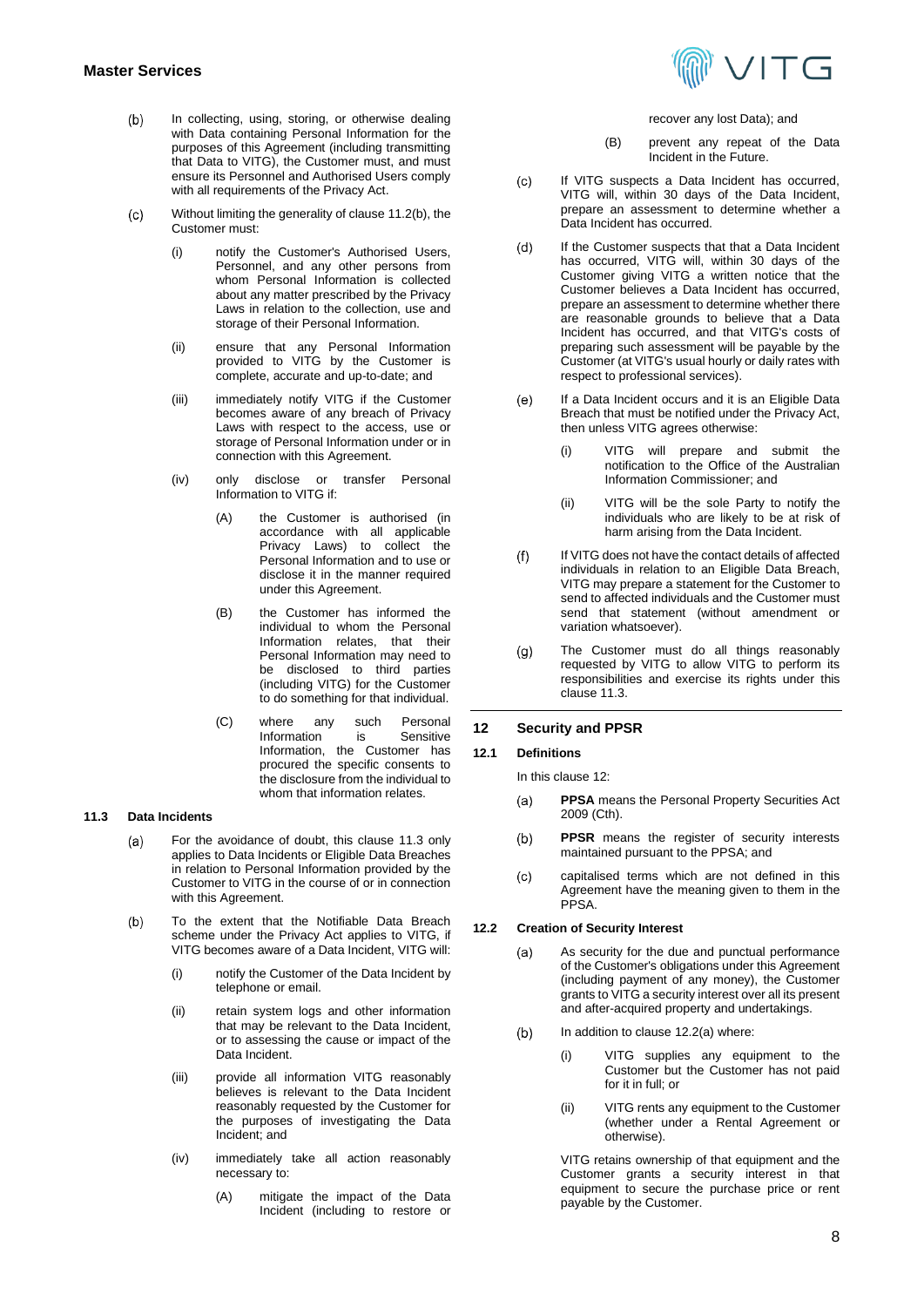(b) In collecting, using, storing, or otherwise dealing with Data containing Personal Information for the purposes of this Agreement (including transmitting that Data to VITG), the Customer must, and must ensure its Personnel and Authorised Users comply with all requirements of the Privacy Act.

(c) Without limiting the generality of clause 11.2(b), the Customer must:

  (i) notify the Customer's Authorised Users, Personnel, and any other persons from whom Personal Information is collected about any matter prescribed by the Privacy Laws in relation to the collection, use and storage of their Personal Information.

  (ii) ensure that any Personal Information provided to VITG by the Customer is complete, accurate and up-to-date; and

  (iii) immediately notify VITG if the Customer becomes aware of any breach of Privacy Laws with respect to the access, use or storage of Personal Information under or in connection with this Agreement.

  (iv) only disclose or transfer Personal Information to VITG if:

    (A) the Customer is authorised (in accordance with all applicable Privacy Laws) to collect the Personal Information and to use or disclose it in the manner required under this Agreement.

    (B) the Customer has informed the individual to whom the Personal Information relates, that their Personal Information may need to be disclosed to third parties (including VITG) for the Customer to do something for that individual.

    (C) where any such Personal Information is Sensitive Information, the Customer has procured the specific consents to the disclosure from the individual to whom that information relates.

### 11.3 Data Incidents

(a) For the avoidance of doubt, this clause 11.3 only applies to Data Incidents or Eligible Data Breaches in relation to Personal Information provided by the Customer to VITG in the course of or in connection with this Agreement.

(b) To the extent that the Notifiable Data Breach scheme under the Privacy Act applies to VITG, if VITG becomes aware of a Data Incident, VITG will:

  (i) notify the Customer of the Data Incident by telephone or email.

  (ii) retain system logs and other information that may be relevant to the Data Incident, or to assessing the cause or impact of the Data Incident.

  (iii) provide all information VITG reasonably believes is relevant to the Data Incident reasonably requested by the Customer for the purposes of investigating the Data Incident; and

  (iv) immediately take all action reasonably necessary to:

    (A) mitigate the impact of the Data Incident (including to restore or recover any lost Data); and

    (B) prevent any repeat of the Data Incident in the Future.

(c) If VITG suspects a Data Incident has occurred, VITG will, within 30 days of the Data Incident, prepare an assessment to determine whether a Data Incident has occurred.

(d) If the Customer suspects that that a Data Incident has occurred, VITG will, within 30 days of the Customer giving VITG a written notice that the Customer believes a Data Incident has occurred, prepare an assessment to determine whether there are reasonable grounds to believe that a Data Incident has occurred, and that VITG's costs of preparing such assessment will be payable by the Customer (at VITG's usual hourly or daily rates with respect to professional services).

(e) If a Data Incident occurs and it is an Eligible Data Breach that must be notified under the Privacy Act, then unless VITG agrees otherwise:

  (i) VITG will prepare and submit the notification to the Office of the Australian Information Commissioner; and

  (ii) VITG will be the sole Party to notify the individuals who are likely to be at risk of harm arising from the Data Incident.

(f) If VITG does not have the contact details of affected individuals in relation to an Eligible Data Breach, VITG may prepare a statement for the Customer to send to affected individuals and the Customer must send that statement (without amendment or variation whatsoever).

(g) The Customer must do all things reasonably requested by VITG to allow VITG to perform its responsibilities and exercise its rights under this clause 11.3.

## 12 Security and PPSR

### 12.1 Definitions

In this clause 12:

(a) **PPSA** means the Personal Property Securities Act 2009 (Cth).

(b) **PPSR** means the register of security interests maintained pursuant to the PPSA; and

(c) capitalised terms which are not defined in this Agreement have the meaning given to them in the PPSA.

### 12.2 Creation of Security Interest

(a) As security for the due and punctual performance of the Customer's obligations under this Agreement (including payment of any money), the Customer grants to VITG a security interest over all its present and after-acquired property and undertakings.

(b) In addition to clause 12.2(a) where:

  (i) VITG supplies any equipment to the Customer but the Customer has not paid for it in full; or

  (ii) VITG rents any equipment to the Customer (whether under a Rental Agreement or otherwise).

  VITG retains ownership of that equipment and the Customer grants a security interest in that equipment to secure the purchase price or rent payable by the Customer.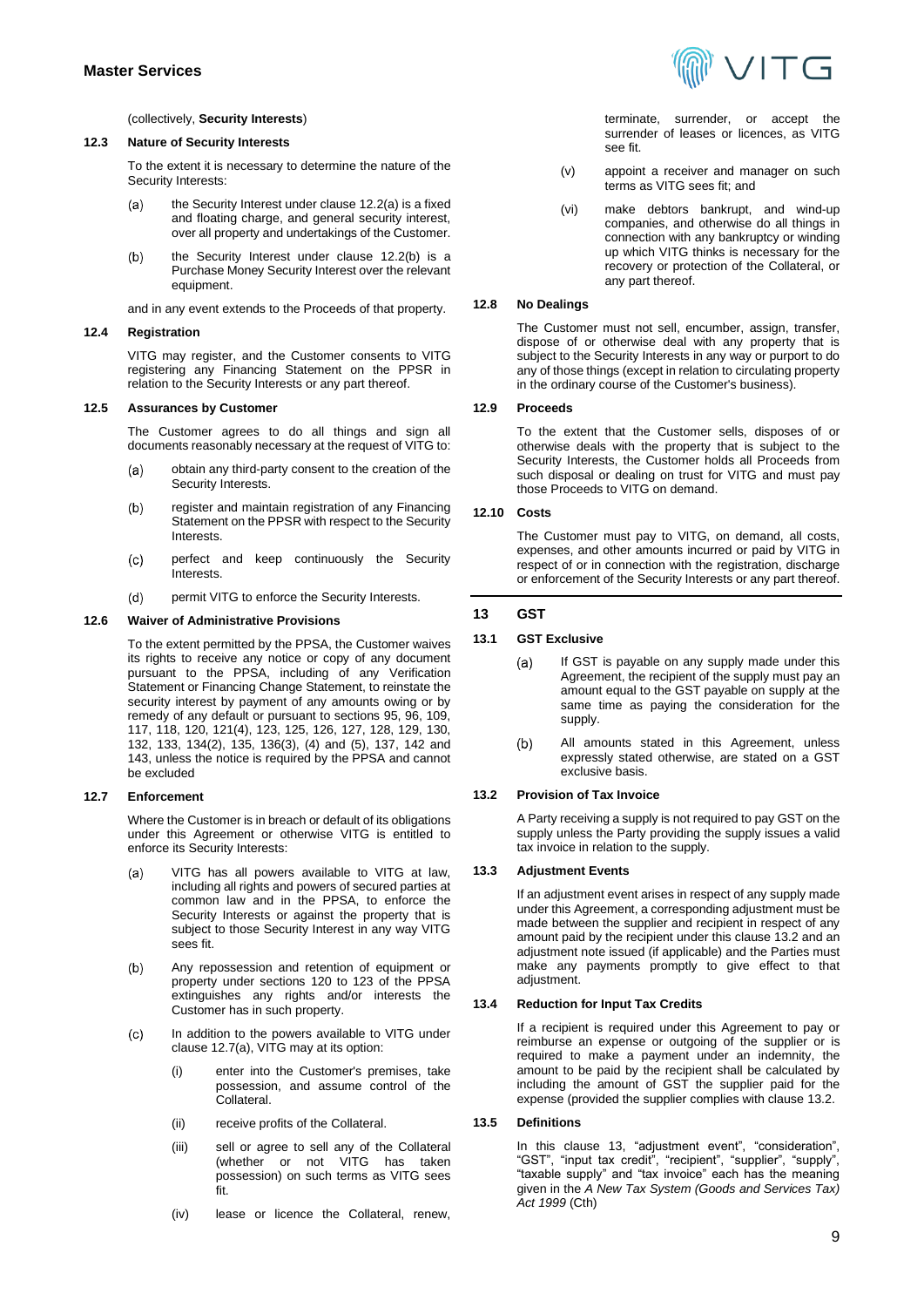(collectively, **Security Interests**)

### 12.3 Nature of Security Interests

To the extent it is necessary to determine the nature of the Security Interests:

(a) the Security Interest under clause 12.2(a) is a fixed and floating charge, and general security interest, over all property and undertakings of the Customer.

(b) the Security Interest under clause 12.2(b) is a Purchase Money Security Interest over the relevant equipment.

and in any event extends to the Proceeds of that property.

### 12.4 Registration

VITG may register, and the Customer consents to VITG registering any Financing Statement on the PPSR in relation to the Security Interests or any part thereof.

### 12.5 Assurances by Customer

The Customer agrees to do all things and sign all documents reasonably necessary at the request of VITG to:

(a) obtain any third-party consent to the creation of the Security Interests.

(b) register and maintain registration of any Financing Statement on the PPSR with respect to the Security Interests.

(c) perfect and keep continuously the Security Interests.

(d) permit VITG to enforce the Security Interests.

### 12.6 Waiver of Administrative Provisions

To the extent permitted by the PPSA, the Customer waives its rights to receive any notice or copy of any document pursuant to the PPSA, including of any Verification Statement or Financing Change Statement, to reinstate the security interest by payment of any amounts owing or by remedy of any default or pursuant to sections 95, 96, 109, 117, 118, 120, 121(4), 123, 125, 126, 127, 128, 129, 130, 132, 133, 134(2), 135, 136(3), (4) and (5), 137, 142 and 143, unless the notice is required by the PPSA and cannot be excluded

### 12.7 Enforcement

Where the Customer is in breach or default of its obligations under this Agreement or otherwise VITG is entitled to enforce its Security Interests:

(a) VITG has all powers available to VITG at law, including all rights and powers of secured parties at common law and in the PPSA, to enforce the Security Interests or against the property that is subject to those Security Interest in any way VITG sees fit.

(b) Any repossession and retention of equipment or property under sections 120 to 123 of the PPSA extinguishes any rights and/or interests the Customer has in such property.

(c) In addition to the powers available to VITG under clause 12.7(a), VITG may at its option:

  (i) enter into the Customer's premises, take possession, and assume control of the Collateral.

  (ii) receive profits of the Collateral.

  (iii) sell or agree to sell any of the Collateral (whether or not VITG has taken possession) on such terms as VITG sees fit.

  (iv) lease or licence the Collateral, renew, terminate, surrender, or accept the surrender of leases or licences, as VITG see fit.

  (v) appoint a receiver and manager on such terms as VITG sees fit; and

  (vi) make debtors bankrupt, and wind-up companies, and otherwise do all things in connection with any bankruptcy or winding up which VITG thinks is necessary for the recovery or protection of the Collateral, or any part thereof.

### 12.8 No Dealings

The Customer must not sell, encumber, assign, transfer, dispose of or otherwise deal with any property that is subject to the Security Interests in any way or purport to do any of those things (except in relation to circulating property in the ordinary course of the Customer's business).

### 12.9 Proceeds

To the extent that the Customer sells, disposes of or otherwise deals with the property that is subject to the Security Interests, the Customer holds all Proceeds from such disposal or dealing on trust for VITG and must pay those Proceeds to VITG on demand.

### 12.10 Costs

The Customer must pay to VITG, on demand, all costs, expenses, and other amounts incurred or paid by VITG in respect of or in connection with the registration, discharge or enforcement of the Security Interests or any part thereof.

## 13 GST

### 13.1 GST Exclusive

(a) If GST is payable on any supply made under this Agreement, the recipient of the supply must pay an amount equal to the GST payable on supply at the same time as paying the consideration for the supply.

(b) All amounts stated in this Agreement, unless expressly stated otherwise, are stated on a GST exclusive basis.

### 13.2 Provision of Tax Invoice

A Party receiving a supply is not required to pay GST on the supply unless the Party providing the supply issues a valid tax invoice in relation to the supply.

### 13.3 Adjustment Events

If an adjustment event arises in respect of any supply made under this Agreement, a corresponding adjustment must be made between the supplier and recipient in respect of any amount paid by the recipient under this clause 13.2 and an adjustment note issued (if applicable) and the Parties must make any payments promptly to give effect to that adjustment.

### 13.4 Reduction for Input Tax Credits

If a recipient is required under this Agreement to pay or reimburse an expense or outgoing of the supplier or is required to make a payment under an indemnity, the amount to be paid by the recipient shall be calculated by including the amount of GST the supplier paid for the expense (provided the supplier complies with clause 13.2.

### 13.5 Definitions

In this clause 13, "adjustment event", "consideration", "GST", "input tax credit", "recipient", "supplier", "supply", "taxable supply" and "tax invoice" each has the meaning given in the *A New Tax System (Goods and Services Tax) Act 1999* (Cth)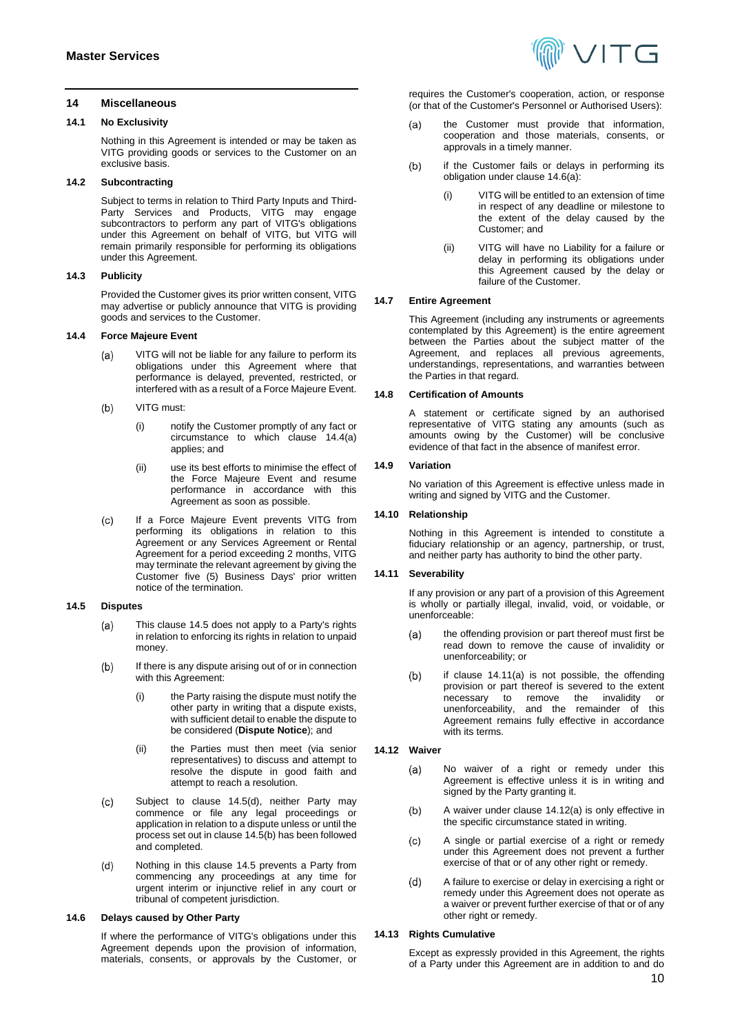## 14 Miscellaneous

### 14.1 No Exclusivity

Nothing in this Agreement is intended or may be taken as VITG providing goods or services to the Customer on an exclusive basis.

### 14.2 Subcontracting

Subject to terms in relation to Third Party Inputs and Third-Party Services and Products, VITG may engage subcontractors to perform any part of VITG's obligations under this Agreement on behalf of VITG, but VITG will remain primarily responsible for performing its obligations under this Agreement.

### 14.3 Publicity

Provided the Customer gives its prior written consent, VITG may advertise or publicly announce that VITG is providing goods and services to the Customer.

### 14.4 Force Majeure Event

(a) VITG will not be liable for any failure to perform its obligations under this Agreement where that performance is delayed, prevented, restricted, or interfered with as a result of a Force Majeure Event.

(b) VITG must:

  (i) notify the Customer promptly of any fact or circumstance to which clause 14.4(a) applies; and

  (ii) use its best efforts to minimise the effect of the Force Majeure Event and resume performance in accordance with this Agreement as soon as possible.

(c) If a Force Majeure Event prevents VITG from performing its obligations in relation to this Agreement or any Services Agreement or Rental Agreement for a period exceeding 2 months, VITG may terminate the relevant agreement by giving the Customer five (5) Business Days' prior written notice of the termination.

### 14.5 Disputes

(a) This clause 14.5 does not apply to a Party's rights in relation to enforcing its rights in relation to unpaid money.

(b) If there is any dispute arising out of or in connection with this Agreement:

  (i) the Party raising the dispute must notify the other party in writing that a dispute exists, with sufficient detail to enable the dispute to be considered (**Dispute Notice**); and

  (ii) the Parties must then meet (via senior representatives) to discuss and attempt to resolve the dispute in good faith and attempt to reach a resolution.

(c) Subject to clause 14.5(d), neither Party may commence or file any legal proceedings or application in relation to a dispute unless or until the process set out in clause 14.5(b) has been followed and completed.

(d) Nothing in this clause 14.5 prevents a Party from commencing any proceedings at any time for urgent interim or injunctive relief in any court or tribunal of competent jurisdiction.

### 14.6 Delays caused by Other Party

If where the performance of VITG's obligations under this Agreement depends upon the provision of information, materials, consents, or approvals by the Customer, or requires the Customer's cooperation, action, or response (or that of the Customer's Personnel or Authorised Users):

(a) the Customer must provide that information, cooperation and those materials, consents, or approvals in a timely manner.

(b) if the Customer fails or delays in performing its obligation under clause 14.6(a):

  (i) VITG will be entitled to an extension of time in respect of any deadline or milestone to the extent of the delay caused by the Customer; and

  (ii) VITG will have no Liability for a failure or delay in performing its obligations under this Agreement caused by the delay or failure of the Customer.

### 14.7 Entire Agreement

This Agreement (including any instruments or agreements contemplated by this Agreement) is the entire agreement between the Parties about the subject matter of the Agreement, and replaces all previous agreements, understandings, representations, and warranties between the Parties in that regard.

### 14.8 Certification of Amounts

A statement or certificate signed by an authorised representative of VITG stating any amounts (such as amounts owing by the Customer) will be conclusive evidence of that fact in the absence of manifest error.

### 14.9 Variation

No variation of this Agreement is effective unless made in writing and signed by VITG and the Customer.

### 14.10 Relationship

Nothing in this Agreement is intended to constitute a fiduciary relationship or an agency, partnership, or trust, and neither party has authority to bind the other party.

### 14.11 Severability

If any provision or any part of a provision of this Agreement is wholly or partially illegal, invalid, void, or voidable, or unenforceable:

(a) the offending provision or part thereof must first be read down to remove the cause of invalidity or unenforceability; or

(b) if clause 14.11(a) is not possible, the offending provision or part thereof is severed to the extent necessary to remove the invalidity or unenforceability, and the remainder of this Agreement remains fully effective in accordance with its terms.

### 14.12 Waiver

(a) No waiver of a right or remedy under this Agreement is effective unless it is in writing and signed by the Party granting it.

(b) A waiver under clause 14.12(a) is only effective in the specific circumstance stated in writing.

(c) A single or partial exercise of a right or remedy under this Agreement does not prevent a further exercise of that or of any other right or remedy.

(d) A failure to exercise or delay in exercising a right or remedy under this Agreement does not operate as a waiver or prevent further exercise of that or of any other right or remedy.

### 14.13 Rights Cumulative

Except as expressly provided in this Agreement, the rights of a Party under this Agreement are in addition to and do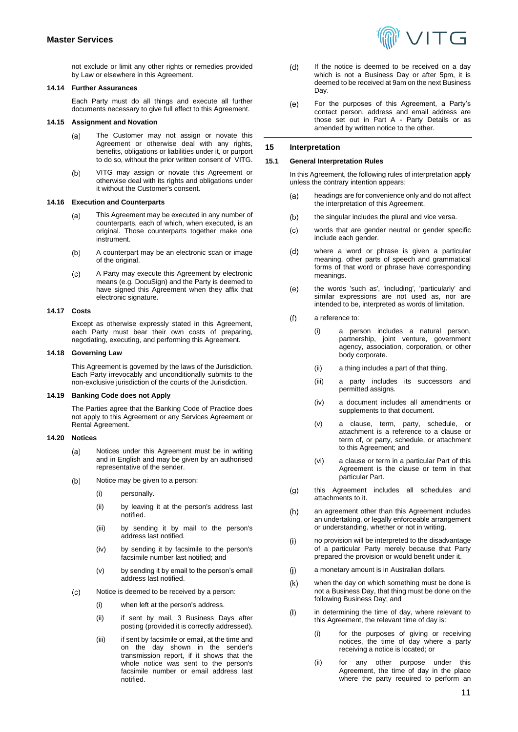not exclude or limit any other rights or remedies provided by Law or elsewhere in this Agreement.

### 14.14 Further Assurances

Each Party must do all things and execute all further documents necessary to give full effect to this Agreement.

### 14.15 Assignment and Novation

(a) The Customer may not assign or novate this Agreement or otherwise deal with any rights, benefits, obligations or liabilities under it, or purport to do so, without the prior written consent of VITG.

(b) VITG may assign or novate this Agreement or otherwise deal with its rights and obligations under it without the Customer's consent.

### 14.16 Execution and Counterparts

(a) This Agreement may be executed in any number of counterparts, each of which, when executed, is an original. Those counterparts together make one instrument.

(b) A counterpart may be an electronic scan or image of the original.

(c) A Party may execute this Agreement by electronic means (e.g. DocuSign) and the Party is deemed to have signed this Agreement when they affix that electronic signature.

### 14.17 Costs

Except as otherwise expressly stated in this Agreement, each Party must bear their own costs of preparing, negotiating, executing, and performing this Agreement.

### 14.18 Governing Law

This Agreement is governed by the laws of the Jurisdiction. Each Party irrevocably and unconditionally submits to the non-exclusive jurisdiction of the courts of the Jurisdiction.

### 14.19 Banking Code does not Apply

The Parties agree that the Banking Code of Practice does not apply to this Agreement or any Services Agreement or Rental Agreement.

### 14.20 Notices

(a) Notices under this Agreement must be in writing and in English and may be given by an authorised representative of the sender.

(b) Notice may be given to a person:

- (i) personally.
- (ii) by leaving it at the person's address last notified.
- (iii) by sending it by mail to the person's address last notified.
- (iv) by sending it by facsimile to the person's facsimile number last notified; and
- (v) by sending it by email to the person's email address last notified.

(c) Notice is deemed to be received by a person:

- (i) when left at the person's address.
- (ii) if sent by mail, 3 Business Days after posting (provided it is correctly addressed).
- (iii) if sent by facsimile or email, at the time and on the day shown in the sender's transmission report, if it shows that the whole notice was sent to the person's facsimile number or email address last notified.

(d) If the notice is deemed to be received on a day which is not a Business Day or after 5pm, it is deemed to be received at 9am on the next Business Day.

(e) For the purposes of this Agreement, a Party's contact person, address and email address are those set out in Part A - Party Details or as amended by written notice to the other.

## 15 Interpretation

### 15.1 General Interpretation Rules

In this Agreement, the following rules of interpretation apply unless the contrary intention appears:

(a) headings are for convenience only and do not affect the interpretation of this Agreement.

(b) the singular includes the plural and vice versa.

(c) words that are gender neutral or gender specific include each gender.

(d) where a word or phrase is given a particular meaning, other parts of speech and grammatical forms of that word or phrase have corresponding meanings.

(e) the words 'such as', 'including', 'particularly' and similar expressions are not used as, nor are intended to be, interpreted as words of limitation.

(f) a reference to:

- (i) a person includes a natural person, partnership, joint venture, government agency, association, corporation, or other body corporate.
- (ii) a thing includes a part of that thing.
- (iii) a party includes its successors and permitted assigns.
- (iv) a document includes all amendments or supplements to that document.
- (v) a clause, term, party, schedule, or attachment is a reference to a clause or term of, or party, schedule, or attachment to this Agreement; and
- (vi) a clause or term in a particular Part of this Agreement is the clause or term in that particular Part.

(g) this Agreement includes all schedules and attachments to it.

(h) an agreement other than this Agreement includes an undertaking, or legally enforceable arrangement or understanding, whether or not in writing.

(i) no provision will be interpreted to the disadvantage of a particular Party merely because that Party prepared the provision or would benefit under it.

(j) a monetary amount is in Australian dollars.

(k) when the day on which something must be done is not a Business Day, that thing must be done on the following Business Day; and

(l) in determining the time of day, where relevant to this Agreement, the relevant time of day is:

- (i) for the purposes of giving or receiving notices, the time of day where a party receiving a notice is located; or
- (ii) for any other purpose under this Agreement, the time of day in the place where the party required to perform an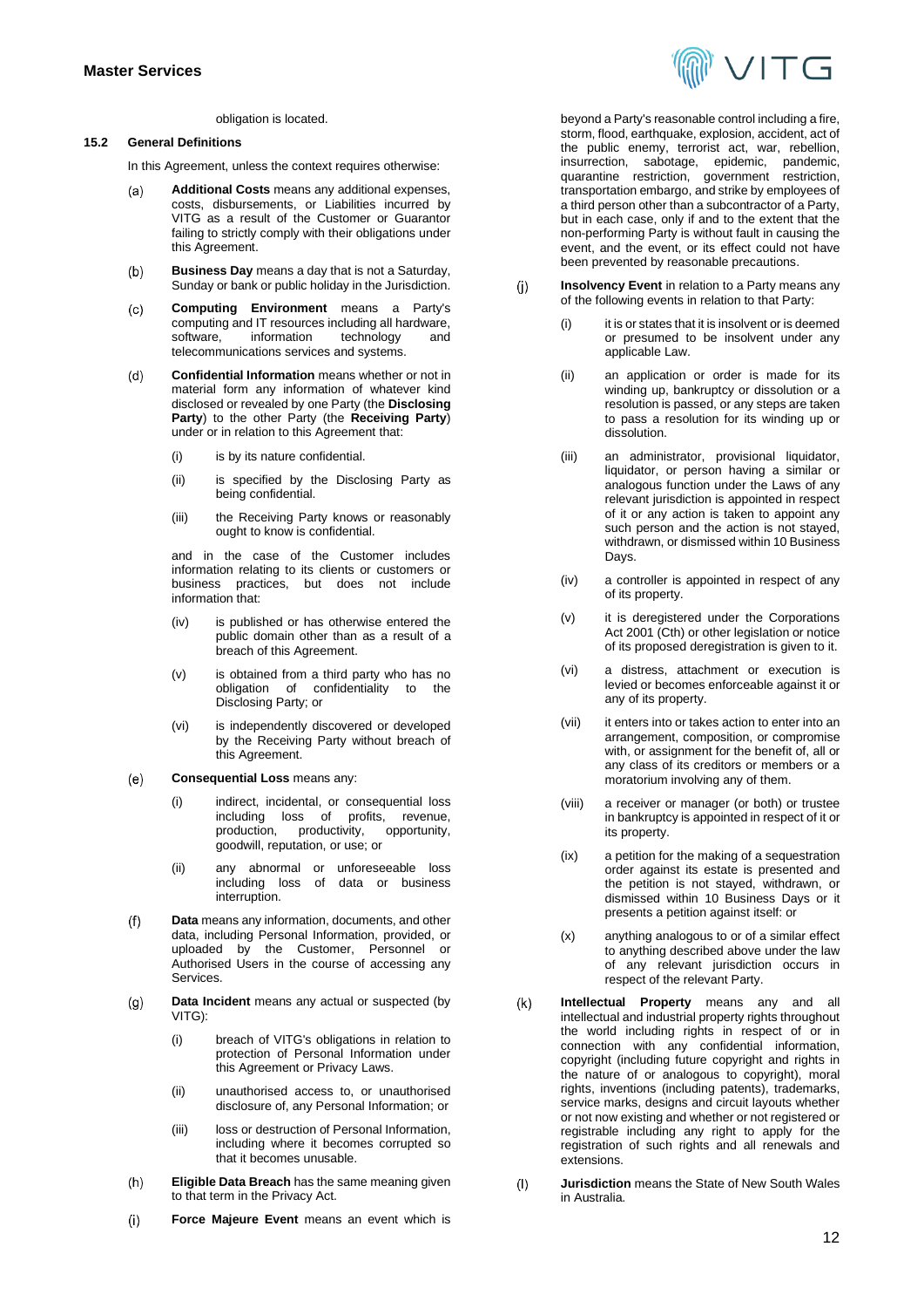obligation is located.

### 15.2 General Definitions

In this Agreement, unless the context requires otherwise:

(a) **Additional Costs** means any additional expenses, costs, disbursements, or Liabilities incurred by VITG as a result of the Customer or Guarantor failing to strictly comply with their obligations under this Agreement.

(b) **Business Day** means a day that is not a Saturday, Sunday or bank or public holiday in the Jurisdiction.

(c) **Computing Environment** means a Party's computing and IT resources including all hardware, software, information technology and telecommunications services and systems.

(d) **Confidential Information** means whether or not in material form any information of whatever kind disclosed or revealed by one Party (the **Disclosing Party**) to the other Party (the **Receiving Party**) under or in relation to this Agreement that:

   (i) is by its nature confidential.

   (ii) is specified by the Disclosing Party as being confidential.

   (iii) the Receiving Party knows or reasonably ought to know is confidential.

   and in the case of the Customer includes information relating to its clients or customers or business practices, but does not include information that:

   (iv) is published or has otherwise entered the public domain other than as a result of a breach of this Agreement.

   (v) is obtained from a third party who has no obligation of confidentiality to the Disclosing Party; or

   (vi) is independently discovered or developed by the Receiving Party without breach of this Agreement.

(e) **Consequential Loss** means any:

   (i) indirect, incidental, or consequential loss including loss of profits, revenue, production, productivity, opportunity, goodwill, reputation, or use; or

   (ii) any abnormal or unforeseeable loss including loss of data or business interruption.

(f) **Data** means any information, documents, and other data, including Personal Information, provided, or uploaded by the Customer, Personnel or Authorised Users in the course of accessing any Services.

(g) **Data Incident** means any actual or suspected (by VITG):

   (i) breach of VITG's obligations in relation to protection of Personal Information under this Agreement or Privacy Laws.

   (ii) unauthorised access to, or unauthorised disclosure of, any Personal Information; or

   (iii) loss or destruction of Personal Information, including where it becomes corrupted so that it becomes unusable.

(h) **Eligible Data Breach** has the same meaning given to that term in the Privacy Act.

(i) **Force Majeure Event** means an event which is beyond a Party's reasonable control including a fire, storm, flood, earthquake, explosion, accident, act of the public enemy, terrorist act, war, rebellion, insurrection, sabotage, epidemic, pandemic, quarantine restriction, government restriction, transportation embargo, and strike by employees of a third person other than a subcontractor of a Party, but in each case, only if and to the extent that the non-performing Party is without fault in causing the event, and the event, or its effect could not have been prevented by reasonable precautions.

(j) **Insolvency Event** in relation to a Party means any of the following events in relation to that Party:

   (i) it is or states that it is insolvent or is deemed or presumed to be insolvent under any applicable Law.

   (ii) an application or order is made for its winding up, bankruptcy or dissolution or a resolution is passed, or any steps are taken to pass a resolution for its winding up or dissolution.

   (iii) an administrator, provisional liquidator, liquidator, or person having a similar or analogous function under the Laws of any relevant jurisdiction is appointed in respect of it or any action is taken to appoint any such person and the action is not stayed, withdrawn, or dismissed within 10 Business Days.

   (iv) a controller is appointed in respect of any of its property.

   (v) it is deregistered under the Corporations Act 2001 (Cth) or other legislation or notice of its proposed deregistration is given to it.

   (vi) a distress, attachment or execution is levied or becomes enforceable against it or any of its property.

   (vii) it enters into or takes action to enter into an arrangement, composition, or compromise with, or assignment for the benefit of, all or any class of its creditors or members or a moratorium involving any of them.

   (viii) a receiver or manager (or both) or trustee in bankruptcy is appointed in respect of it or its property.

   (ix) a petition for the making of a sequestration order against its estate is presented and the petition is not stayed, withdrawn, or dismissed within 10 Business Days or it presents a petition against itself: or

   (x) anything analogous to or of a similar effect to anything described above under the law of any relevant jurisdiction occurs in respect of the relevant Party.

(k) **Intellectual Property** means any and all intellectual and industrial property rights throughout the world including rights in respect of or in connection with any confidential information, copyright (including future copyright and rights in the nature of or analogous to copyright), moral rights, inventions (including patents), trademarks, service marks, designs and circuit layouts whether or not now existing and whether or not registered or registrable including any right to apply for the registration of such rights and all renewals and extensions.

(l) **Jurisdiction** means the State of New South Wales in Australia.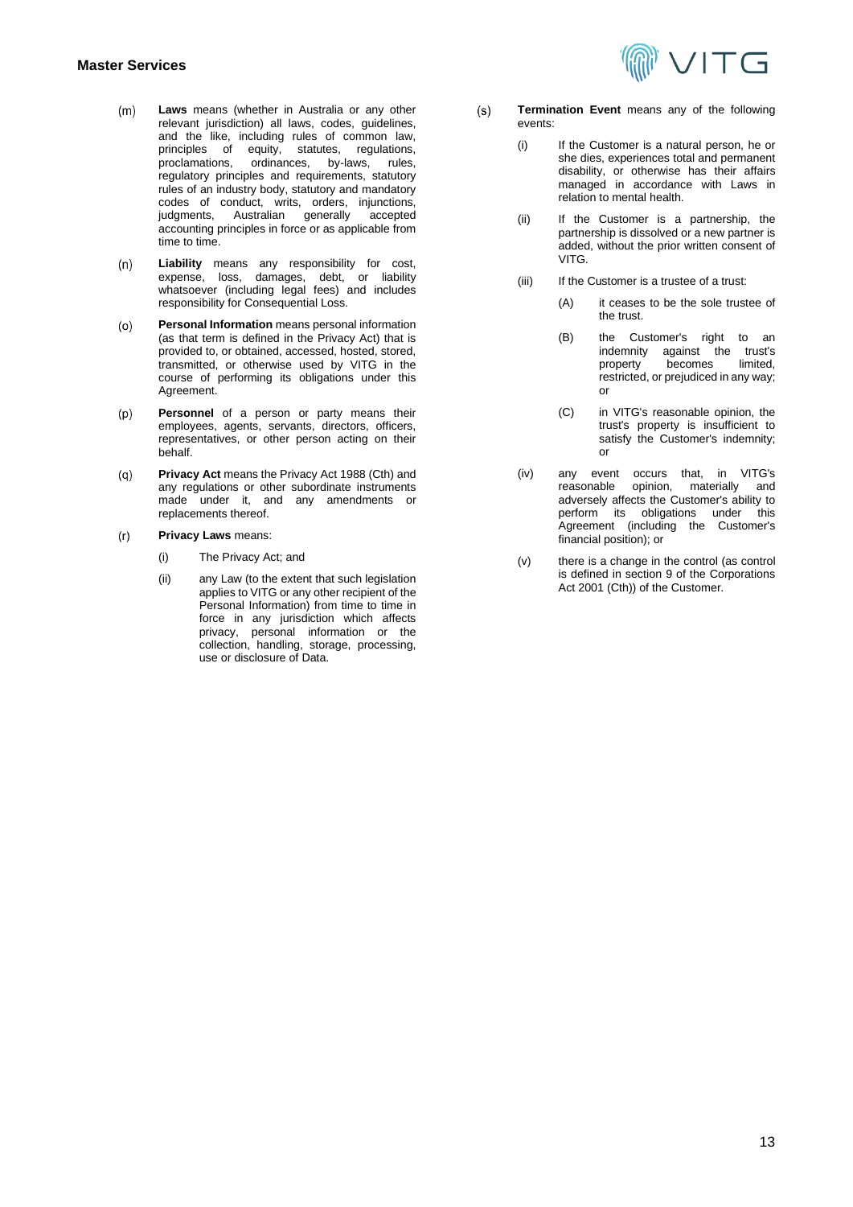(m) **Laws** means (whether in Australia or any other relevant jurisdiction) all laws, codes, guidelines, and the like, including rules of common law, principles of equity, statutes, regulations, proclamations, ordinances, by-laws, rules, regulatory principles and requirements, statutory rules of an industry body, statutory and mandatory codes of conduct, writs, orders, injunctions, judgments, Australian generally accepted accounting principles in force or as applicable from time to time.

(n) **Liability** means any responsibility for cost, expense, loss, damages, debt, or liability whatsoever (including legal fees) and includes responsibility for Consequential Loss.

(o) **Personal Information** means personal information (as that term is defined in the Privacy Act) that is provided to, or obtained, accessed, hosted, stored, transmitted, or otherwise used by VITG in the course of performing its obligations under this Agreement.

(p) **Personnel** of a person or party means their employees, agents, servants, directors, officers, representatives, or other person acting on their behalf.

(q) **Privacy Act** means the Privacy Act 1988 (Cth) and any regulations or other subordinate instruments made under it, and any amendments or replacements thereof.

(r) **Privacy Laws** means:

- (i) The Privacy Act; and
- (ii) any Law (to the extent that such legislation applies to VITG or any other recipient of the Personal Information) from time to time in force in any jurisdiction which affects privacy, personal information or the collection, handling, storage, processing, use or disclosure of Data.

(s) **Termination Event** means any of the following events:

- (i) If the Customer is a natural person, he or she dies, experiences total and permanent disability, or otherwise has their affairs managed in accordance with Laws in relation to mental health.
- (ii) If the Customer is a partnership, the partnership is dissolved or a new partner is added, without the prior written consent of VITG.
- (iii) If the Customer is a trustee of a trust:
  - (A) it ceases to be the sole trustee of the trust.
  - (B) the Customer's right to an indemnity against the trust's property becomes limited, restricted, or prejudiced in any way; or
  - (C) in VITG's reasonable opinion, the trust's property is insufficient to satisfy the Customer's indemnity; or
- (iv) any event occurs that, in VITG's reasonable opinion, materially and adversely affects the Customer's ability to perform its obligations under this Agreement (including the Customer's financial position); or
- (v) there is a change in the control (as control is defined in section 9 of the Corporations Act 2001 (Cth)) of the Customer.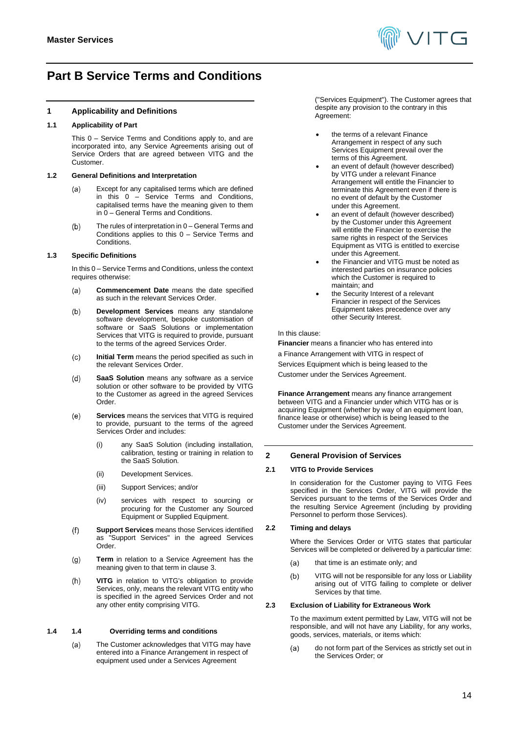# Part B Service Terms and Conditions

## 1 Applicability and Definitions

### 1.1 Applicability of Part

This 0 – Service Terms and Conditions apply to, and are incorporated into, any Service Agreements arising out of Service Orders that are agreed between VITG and the Customer.

### 1.2 General Definitions and Interpretation

(a) Except for any capitalised terms which are defined in this 0 – Service Terms and Conditions, capitalised terms have the meaning given to them in 0 – General Terms and Conditions.

(b) The rules of interpretation in 0 – General Terms and Conditions applies to this 0 – Service Terms and Conditions.

### 1.3 Specific Definitions

In this 0 – Service Terms and Conditions, unless the context requires otherwise:

(a) **Commencement Date** means the date specified as such in the relevant Services Order.

(b) **Development Services** means any standalone software development, bespoke customisation of software or SaaS Solutions or implementation Services that VITG is required to provide, pursuant to the terms of the agreed Services Order.

(c) **Initial Term** means the period specified as such in the relevant Services Order.

(d) **SaaS Solution** means any software as a service solution or other software to be provided by VITG to the Customer as agreed in the agreed Services Order.

(e) **Services** means the services that VITG is required to provide, pursuant to the terms of the agreed Services Order and includes:

(i) any SaaS Solution (including installation, calibration, testing or training in relation to the SaaS Solution.

(ii) Development Services.

(iii) Support Services; and/or

(iv) services with respect to sourcing or procuring for the Customer any Sourced Equipment or Supplied Equipment.

(f) **Support Services** means those Services identified as "Support Services" in the agreed Services Order.

(g) **Term** in relation to a Service Agreement has the meaning given to that term in clause 3.

(h) **VITG** in relation to VITG's obligation to provide Services, only, means the relevant VITG entity who is specified in the agreed Services Order and not any other entity comprising VITG.

### 1.4 1.4 Overriding terms and conditions

(a) The Customer acknowledges that VITG may have entered into a Finance Arrangement in respect of equipment used under a Services Agreement ("Services Equipment"). The Customer agrees that despite any provision to the contrary in this Agreement:

- the terms of a relevant Finance Arrangement in respect of any such Services Equipment prevail over the terms of this Agreement.
- an event of default (however described) by VITG under a relevant Finance Arrangement will entitle the Financier to terminate this Agreement even if there is no event of default by the Customer under this Agreement.
- an event of default (however described) by the Customer under this Agreement will entitle the Financier to exercise the same rights in respect of the Services Equipment as VITG is entitled to exercise under this Agreement.
- the Financier and VITG must be noted as interested parties on insurance policies which the Customer is required to maintain; and
- the Security Interest of a relevant Financier in respect of the Services Equipment takes precedence over any other Security Interest.

In this clause:

**Financier** means a financier who has entered into a Finance Arrangement with VITG in respect of Services Equipment which is being leased to the Customer under the Services Agreement.

**Finance Arrangement** means any finance arrangement between VITG and a Financier under which VITG has or is acquiring Equipment (whether by way of an equipment loan, finance lease or otherwise) which is being leased to the Customer under the Services Agreement.

## 2 General Provision of Services

### 2.1 VITG to Provide Services

In consideration for the Customer paying to VITG Fees specified in the Services Order, VITG will provide the Services pursuant to the terms of the Services Order and the resulting Service Agreement (including by providing Personnel to perform those Services).

### 2.2 Timing and delays

Where the Services Order or VITG states that particular Services will be completed or delivered by a particular time:

(a) that time is an estimate only; and

(b) VITG will not be responsible for any loss or Liability arising out of VITG failing to complete or deliver Services by that time.

### 2.3 Exclusion of Liability for Extraneous Work

To the maximum extent permitted by Law, VITG will not be responsible, and will not have any Liability, for any works, goods, services, materials, or items which:

(a) do not form part of the Services as strictly set out in the Services Order; or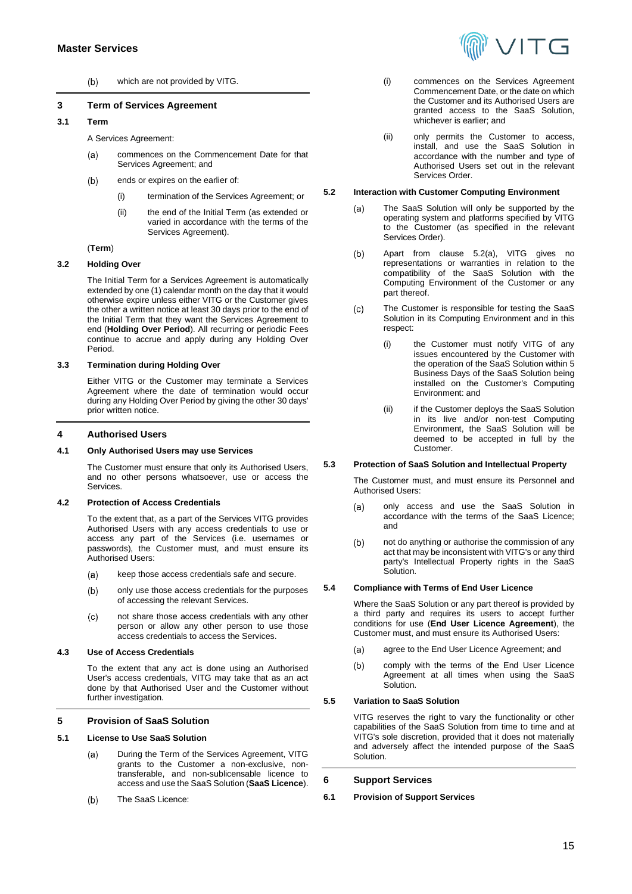(b) which are not provided by VITG.

## 3 Term of Services Agreement

### 3.1 Term

A Services Agreement:

(a) commences on the Commencement Date for that Services Agreement; and

(b) ends or expires on the earlier of:

(i) termination of the Services Agreement; or

(ii) the end of the Initial Term (as extended or varied in accordance with the terms of the Services Agreement).

(**Term**)

### 3.2 Holding Over

The Initial Term for a Services Agreement is automatically extended by one (1) calendar month on the day that it would otherwise expire unless either VITG or the Customer gives the other a written notice at least 30 days prior to the end of the Initial Term that they want the Services Agreement to end (**Holding Over Period**). All recurring or periodic Fees continue to accrue and apply during any Holding Over Period.

### 3.3 Termination during Holding Over

Either VITG or the Customer may terminate a Services Agreement where the date of termination would occur during any Holding Over Period by giving the other 30 days' prior written notice.

## 4 Authorised Users

### 4.1 Only Authorised Users may use Services

The Customer must ensure that only its Authorised Users, and no other persons whatsoever, use or access the Services.

### 4.2 Protection of Access Credentials

To the extent that, as a part of the Services VITG provides Authorised Users with any access credentials to use or access any part of the Services (i.e. usernames or passwords), the Customer must, and must ensure its Authorised Users:

(a) keep those access credentials safe and secure.

(b) only use those access credentials for the purposes of accessing the relevant Services.

(c) not share those access credentials with any other person or allow any other person to use those access credentials to access the Services.

### 4.3 Use of Access Credentials

To the extent that any act is done using an Authorised User's access credentials, VITG may take that as an act done by that Authorised User and the Customer without further investigation.

## 5 Provision of SaaS Solution

### 5.1 License to Use SaaS Solution

(a) During the Term of the Services Agreement, VITG grants to the Customer a non-exclusive, non-transferable, and non-sublicensable licence to access and use the SaaS Solution (**SaaS Licence**).

(b) The SaaS Licence:

(i) commences on the Services Agreement Commencement Date, or the date on which the Customer and its Authorised Users are granted access to the SaaS Solution, whichever is earlier; and

(ii) only permits the Customer to access, install, and use the SaaS Solution in accordance with the number and type of Authorised Users set out in the relevant Services Order.

### 5.2 Interaction with Customer Computing Environment

(a) The SaaS Solution will only be supported by the operating system and platforms specified by VITG to the Customer (as specified in the relevant Services Order).

(b) Apart from clause 5.2(a), VITG gives no representations or warranties in relation to the compatibility of the SaaS Solution with the Computing Environment of the Customer or any part thereof.

(c) The Customer is responsible for testing the SaaS Solution in its Computing Environment and in this respect:

(i) the Customer must notify VITG of any issues encountered by the Customer with the operation of the SaaS Solution within 5 Business Days of the SaaS Solution being installed on the Customer's Computing Environment: and

(ii) if the Customer deploys the SaaS Solution in its live and/or non-test Computing Environment, the SaaS Solution will be deemed to be accepted in full by the Customer.

### 5.3 Protection of SaaS Solution and Intellectual Property

The Customer must, and must ensure its Personnel and Authorised Users:

(a) only access and use the SaaS Solution in accordance with the terms of the SaaS Licence; and

(b) not do anything or authorise the commission of any act that may be inconsistent with VITG's or any third party's Intellectual Property rights in the SaaS Solution.

### 5.4 Compliance with Terms of End User Licence

Where the SaaS Solution or any part thereof is provided by a third party and requires its users to accept further conditions for use (**End User Licence Agreement**), the Customer must, and must ensure its Authorised Users:

(a) agree to the End User Licence Agreement; and

(b) comply with the terms of the End User Licence Agreement at all times when using the SaaS Solution.

### 5.5 Variation to SaaS Solution

VITG reserves the right to vary the functionality or other capabilities of the SaaS Solution from time to time and at VITG's sole discretion, provided that it does not materially and adversely affect the intended purpose of the SaaS Solution.

## 6 Support Services

### 6.1 Provision of Support Services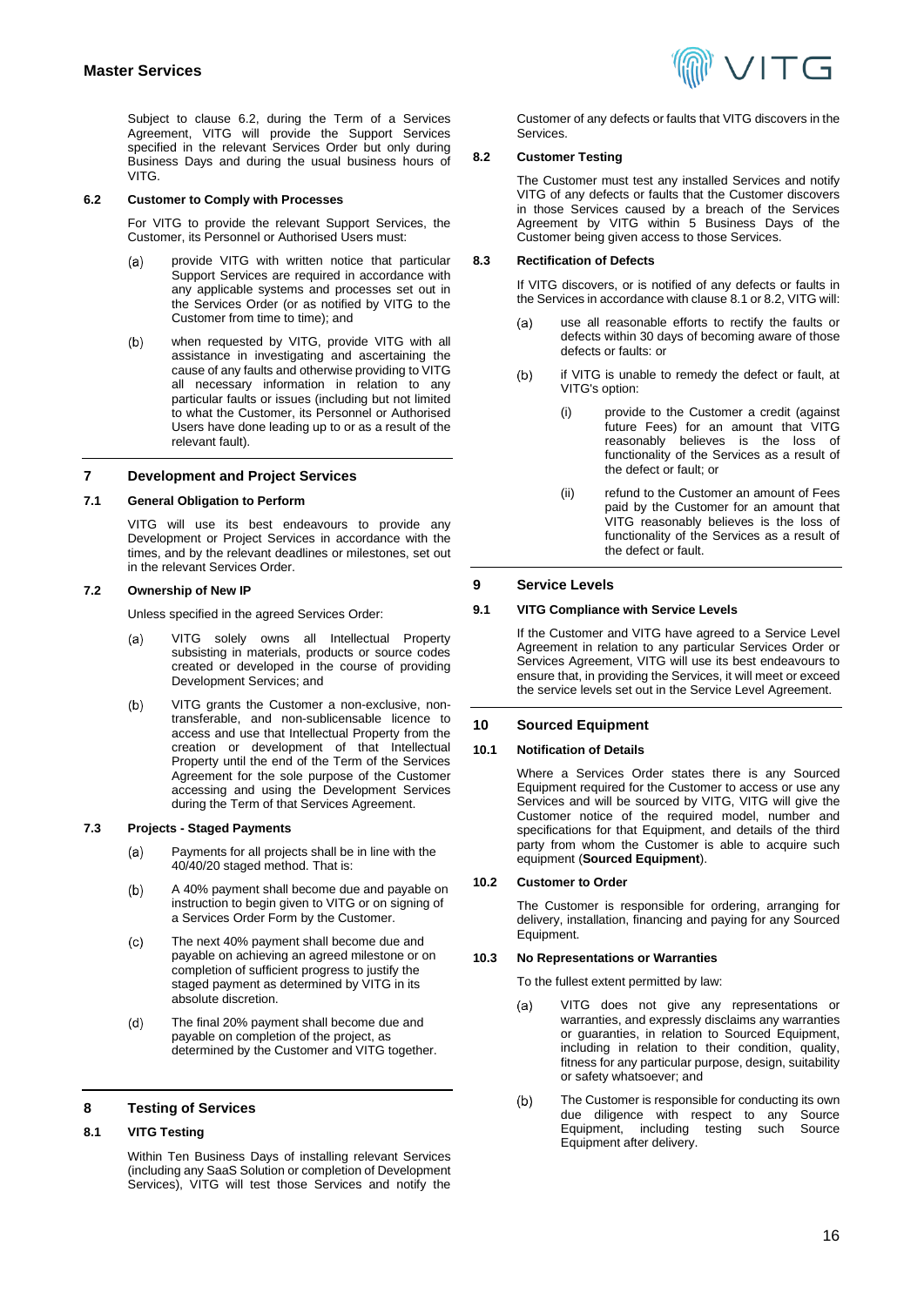Subject to clause 6.2, during the Term of a Services Agreement, VITG will provide the Support Services specified in the relevant Services Order but only during Business Days and during the usual business hours of VITG.

#### 6.2 Customer to Comply with Processes

For VITG to provide the relevant Support Services, the Customer, its Personnel or Authorised Users must:

(a) provide VITG with written notice that particular Support Services are required in accordance with any applicable systems and processes set out in the Services Order (or as notified by VITG to the Customer from time to time); and

(b) when requested by VITG, provide VITG with all assistance in investigating and ascertaining the cause of any faults and otherwise providing to VITG all necessary information in relation to any particular faults or issues (including but not limited to what the Customer, its Personnel or Authorised Users have done leading up to or as a result of the relevant fault).

### 7 Development and Project Services

#### 7.1 General Obligation to Perform

VITG will use its best endeavours to provide any Development or Project Services in accordance with the times, and by the relevant deadlines or milestones, set out in the relevant Services Order.

#### 7.2 Ownership of New IP

Unless specified in the agreed Services Order:

(a) VITG solely owns all Intellectual Property subsisting in materials, products or source codes created or developed in the course of providing Development Services; and

(b) VITG grants the Customer a non-exclusive, non-transferable, and non-sublicensable licence to access and use that Intellectual Property from the creation or development of that Intellectual Property until the end of the Term of the Services Agreement for the sole purpose of the Customer accessing and using the Development Services during the Term of that Services Agreement.

#### 7.3 Projects - Staged Payments

(a) Payments for all projects shall be in line with the 40/40/20 staged method. That is:

(b) A 40% payment shall become due and payable on instruction to begin given to VITG or on signing of a Services Order Form by the Customer.

(c) The next 40% payment shall become due and payable on achieving an agreed milestone or on completion of sufficient progress to justify the staged payment as determined by VITG in its absolute discretion.

(d) The final 20% payment shall become due and payable on completion of the project, as determined by the Customer and VITG together.

### 8 Testing of Services

#### 8.1 VITG Testing

Within Ten Business Days of installing relevant Services (including any SaaS Solution or completion of Development Services), VITG will test those Services and notify the Customer of any defects or faults that VITG discovers in the Services.

#### 8.2 Customer Testing

The Customer must test any installed Services and notify VITG of any defects or faults that the Customer discovers in those Services caused by a breach of the Services Agreement by VITG within 5 Business Days of the Customer being given access to those Services.

#### 8.3 Rectification of Defects

If VITG discovers, or is notified of any defects or faults in the Services in accordance with clause 8.1 or 8.2, VITG will:

(a) use all reasonable efforts to rectify the faults or defects within 30 days of becoming aware of those defects or faults: or

(b) if VITG is unable to remedy the defect or fault, at VITG's option:

   (i) provide to the Customer a credit (against future Fees) for an amount that VITG reasonably believes is the loss of functionality of the Services as a result of the defect or fault; or

   (ii) refund to the Customer an amount of Fees paid by the Customer for an amount that VITG reasonably believes is the loss of functionality of the Services as a result of the defect or fault.

### 9 Service Levels

#### 9.1 VITG Compliance with Service Levels

If the Customer and VITG have agreed to a Service Level Agreement in relation to any particular Services Order or Services Agreement, VITG will use its best endeavours to ensure that, in providing the Services, it will meet or exceed the service levels set out in the Service Level Agreement.

### 10 Sourced Equipment

#### 10.1 Notification of Details

Where a Services Order states there is any Sourced Equipment required for the Customer to access or use any Services and will be sourced by VITG, VITG will give the Customer notice of the required model, number and specifications for that Equipment, and details of the third party from whom the Customer is able to acquire such equipment (**Sourced Equipment**).

#### 10.2 Customer to Order

The Customer is responsible for ordering, arranging for delivery, installation, financing and paying for any Sourced Equipment.

#### 10.3 No Representations or Warranties

To the fullest extent permitted by law:

(a) VITG does not give any representations or warranties, and expressly disclaims any warranties or guaranties, in relation to Sourced Equipment, including in relation to their condition, quality, fitness for any particular purpose, design, suitability or safety whatsoever; and

(b) The Customer is responsible for conducting its own due diligence with respect to any Source Equipment, including testing such Source Equipment after delivery.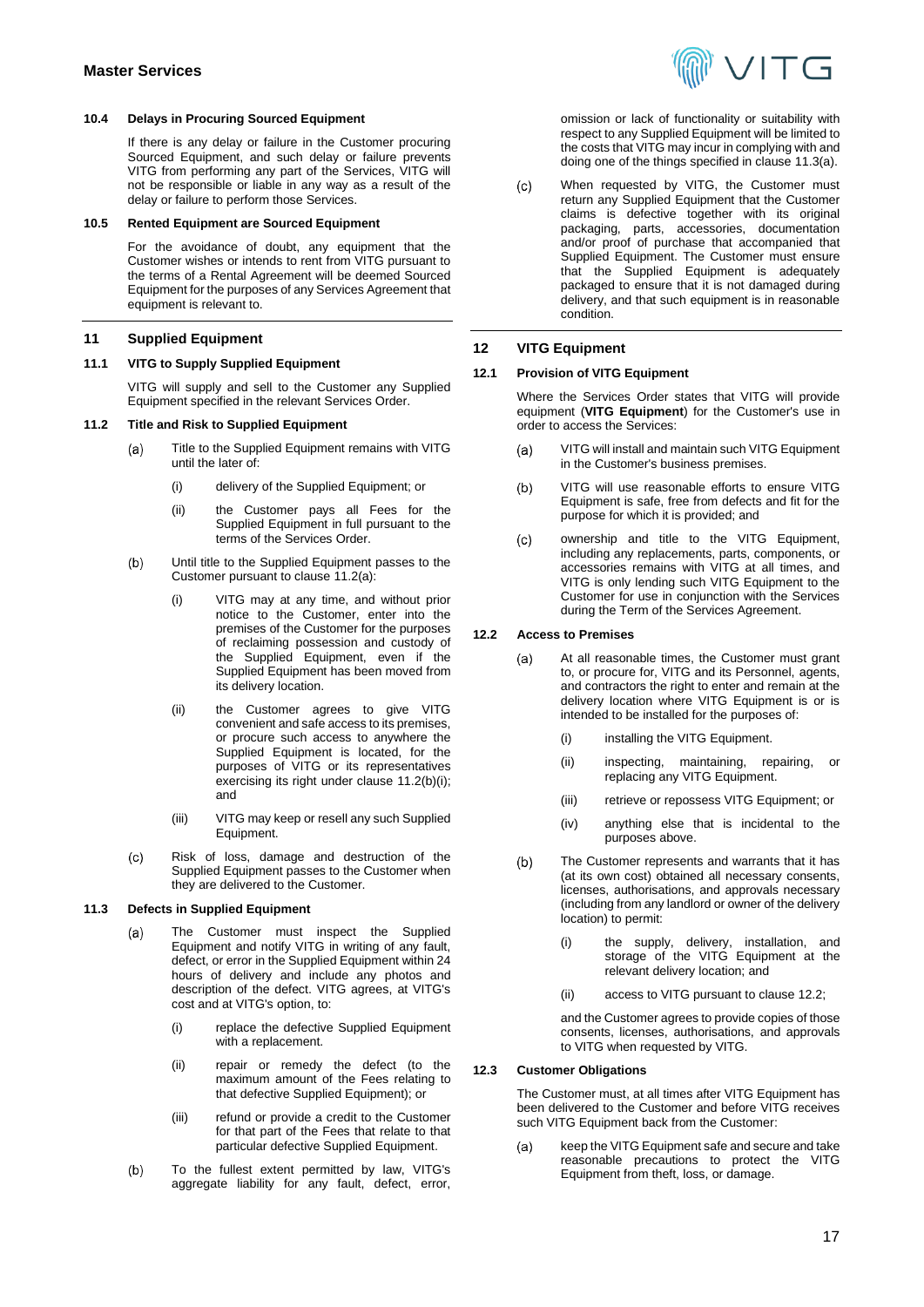#### 10.4 Delays in Procuring Sourced Equipment

If there is any delay or failure in the Customer procuring Sourced Equipment, and such delay or failure prevents VITG from performing any part of the Services, VITG will not be responsible or liable in any way as a result of the delay or failure to perform those Services.

#### 10.5 Rented Equipment are Sourced Equipment

For the avoidance of doubt, any equipment that the Customer wishes or intends to rent from VITG pursuant to the terms of a Rental Agreement will be deemed Sourced Equipment for the purposes of any Services Agreement that equipment is relevant to.

### 11 Supplied Equipment

#### 11.1 VITG to Supply Supplied Equipment

VITG will supply and sell to the Customer any Supplied Equipment specified in the relevant Services Order.

#### 11.2 Title and Risk to Supplied Equipment

(a) Title to the Supplied Equipment remains with VITG until the later of:

  (i) delivery of the Supplied Equipment; or

  (ii) the Customer pays all Fees for the Supplied Equipment in full pursuant to the terms of the Services Order.

(b) Until title to the Supplied Equipment passes to the Customer pursuant to clause 11.2(a):

  (i) VITG may at any time, and without prior notice to the Customer, enter into the premises of the Customer for the purposes of reclaiming possession and custody of the Supplied Equipment, even if the Supplied Equipment has been moved from its delivery location.

  (ii) the Customer agrees to give VITG convenient and safe access to its premises, or procure such access to anywhere the Supplied Equipment is located, for the purposes of VITG or its representatives exercising its right under clause 11.2(b)(i); and

  (iii) VITG may keep or resell any such Supplied Equipment.

(c) Risk of loss, damage and destruction of the Supplied Equipment passes to the Customer when they are delivered to the Customer.

#### 11.3 Defects in Supplied Equipment

(a) The Customer must inspect the Supplied Equipment and notify VITG in writing of any fault, defect, or error in the Supplied Equipment within 24 hours of delivery and include any photos and description of the defect. VITG agrees, at VITG's cost and at VITG's option, to:

  (i) replace the defective Supplied Equipment with a replacement.

  (ii) repair or remedy the defect (to the maximum amount of the Fees relating to that defective Supplied Equipment); or

  (iii) refund or provide a credit to the Customer for that part of the Fees that relate to that particular defective Supplied Equipment.

(b) To the fullest extent permitted by law, VITG's aggregate liability for any fault, defect, error, omission or lack of functionality or suitability with respect to any Supplied Equipment will be limited to the costs that VITG may incur in complying with and doing one of the things specified in clause 11.3(a).

(c) When requested by VITG, the Customer must return any Supplied Equipment that the Customer claims is defective together with its original packaging, parts, accessories, documentation and/or proof of purchase that accompanied that Supplied Equipment. The Customer must ensure that the Supplied Equipment is adequately packaged to ensure that it is not damaged during delivery, and that such equipment is in reasonable condition.

### 12 VITG Equipment

#### 12.1 Provision of VITG Equipment

Where the Services Order states that VITG will provide equipment (**VITG Equipment**) for the Customer's use in order to access the Services:

(a) VITG will install and maintain such VITG Equipment in the Customer's business premises.

(b) VITG will use reasonable efforts to ensure VITG Equipment is safe, free from defects and fit for the purpose for which it is provided; and

(c) ownership and title to the VITG Equipment, including any replacements, parts, components, or accessories remains with VITG at all times, and VITG is only lending such VITG Equipment to the Customer for use in conjunction with the Services during the Term of the Services Agreement.

#### 12.2 Access to Premises

(a) At all reasonable times, the Customer must grant to, or procure for, VITG and its Personnel, agents, and contractors the right to enter and remain at the delivery location where VITG Equipment is or is intended to be installed for the purposes of:

  (i) installing the VITG Equipment.

  (ii) inspecting, maintaining, repairing, or replacing any VITG Equipment.

  (iii) retrieve or repossess VITG Equipment; or

  (iv) anything else that is incidental to the purposes above.

(b) The Customer represents and warrants that it has (at its own cost) obtained all necessary consents, licenses, authorisations, and approvals necessary (including from any landlord or owner of the delivery location) to permit:

  (i) the supply, delivery, installation, and storage of the VITG Equipment at the relevant delivery location; and

  (ii) access to VITG pursuant to clause 12.2;

and the Customer agrees to provide copies of those consents, licenses, authorisations, and approvals to VITG when requested by VITG.

#### 12.3 Customer Obligations

The Customer must, at all times after VITG Equipment has been delivered to the Customer and before VITG receives such VITG Equipment back from the Customer:

(a) keep the VITG Equipment safe and secure and take reasonable precautions to protect the VITG Equipment from theft, loss, or damage.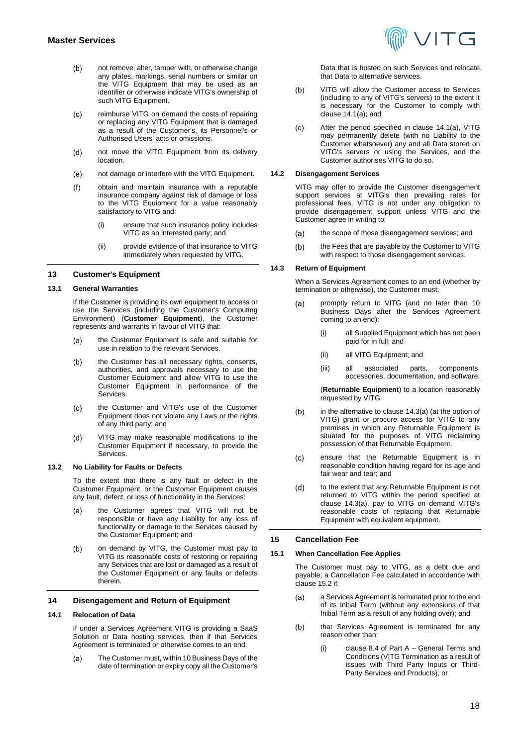(b) not remove, alter, tamper with, or otherwise change any plates, markings, serial numbers or similar on the VITG Equipment that may be used as an identifier or otherwise indicate VITG's ownership of such VITG Equipment.

(c) reimburse VITG on demand the costs of repairing or replacing any VITG Equipment that is damaged as a result of the Customer's, its Personnel's or Authorised Users' acts or omissions.

(d) not move the VITG Equipment from its delivery location.

(e) not damage or interfere with the VITG Equipment.

(f) obtain and maintain insurance with a reputable insurance company against risk of damage or loss to the VITG Equipment for a value reasonably satisfactory to VITG and:

   (i) ensure that such insurance policy includes VITG as an interested party; and

   (ii) provide evidence of that insurance to VITG immediately when requested by VITG.

## 13 Customer's Equipment

### 13.1 General Warranties

If the Customer is providing its own equipment to access or use the Services (including the Customer's Computing Environment) (**Customer Equipment**), the Customer represents and warrants in favour of VITG that:

(a) the Customer Equipment is safe and suitable for use in relation to the relevant Services.

(b) the Customer has all necessary rights, consents, authorities, and approvals necessary to use the Customer Equipment and allow VITG to use the Customer Equipment in performance of the Services.

(c) the Customer and VITG's use of the Customer Equipment does not violate any Laws or the rights of any third party; and

(d) VITG may make reasonable modifications to the Customer Equipment if necessary, to provide the Services.

### 13.2 No Liability for Faults or Defects

To the extent that there is any fault or defect in the Customer Equipment, or the Customer Equipment causes any fault, defect, or loss of functionality in the Services:

(a) the Customer agrees that VITG will not be responsible or have any Liability for any loss of functionality or damage to the Services caused by the Customer Equipment; and

(b) on demand by VITG, the Customer must pay to VITG its reasonable costs of restoring or repairing any Services that are lost or damaged as a result of the Customer Equipment or any faults or defects therein.

## 14 Disengagement and Return of Equipment

### 14.1 Relocation of Data

If under a Services Agreement VITG is providing a SaaS Solution or Data hosting services, then if that Services Agreement is terminated or otherwise comes to an end:

(a) The Customer must, within 10 Business Days of the date of termination or expiry copy all the Customer's Data that is hosted on such Services and relocate that Data to alternative services.

(b) VITG will allow the Customer access to Services (including to any of VITG's servers) to the extent it is necessary for the Customer to comply with clause 14.1(a); and

(c) After the period specified in clause 14.1(a), VITG may permanently delete (with no Liability to the Customer whatsoever) any and all Data stored on VITG's servers or using the Services, and the Customer authorises VITG to do so.

### 14.2 Disengagement Services

VITG may offer to provide the Customer disengagement support services at VITG's then prevailing rates for professional fees. VITG is not under any obligation to provide disengagement support unless VITG and the Customer agree in writing to:

(a) the scope of those disengagement services; and

(b) the Fees that are payable by the Customer to VITG with respect to those disengagement services.

### 14.3 Return of Equipment

When a Services Agreement comes to an end (whether by termination or otherwise), the Customer must:

(a) promptly return to VITG (and no later than 10 Business Days after the Services Agreement coming to an end):

   (i) all Supplied Equipment which has not been paid for in full; and

   (ii) all VITG Equipment; and

   (iii) all associated parts, components, accessories, documentation, and software.

   (**Returnable Equipment**) to a location reasonably requested by VITG.

(b) in the alternative to clause 14.3(a) (at the option of VITG) grant or procure access for VITG to any premises in which any Returnable Equipment is situated for the purposes of VITG reclaiming possession of that Returnable Equipment.

(c) ensure that the Returnable Equipment is in reasonable condition having regard for its age and fair wear and tear; and

(d) to the extent that any Returnable Equipment is not returned to VITG within the period specified at clause 14.3(a), pay to VITG on demand VITG's reasonable costs of replacing that Returnable Equipment with equivalent equipment.

## 15 Cancellation Fee

### 15.1 When Cancellation Fee Applies

The Customer must pay to VITG, as a debt due and payable, a Cancellation Fee calculated in accordance with clause 15.2 if:

(a) a Services Agreement is terminated prior to the end of its Initial Term (without any extensions of that Initial Term as a result of any holding over); and

(b) that Services Agreement is terminated for any reason other than:

   (i) clause 8.4 of Part A – General Terms and Conditions (VITG Termination as a result of issues with Third Party Inputs or Third-Party Services and Products); or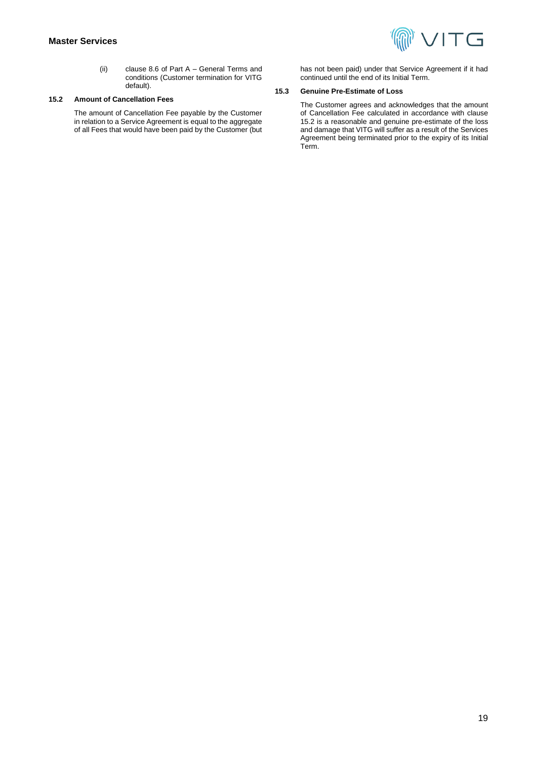(ii) clause 8.6 of Part A – General Terms and conditions (Customer termination for VITG default).

**15.2 Amount of Cancellation Fees**

The amount of Cancellation Fee payable by the Customer in relation to a Service Agreement is equal to the aggregate of all Fees that would have been paid by the Customer (but has not been paid) under that Service Agreement if it had continued until the end of its Initial Term.

**15.3 Genuine Pre-Estimate of Loss**

The Customer agrees and acknowledges that the amount of Cancellation Fee calculated in accordance with clause 15.2 is a reasonable and genuine pre-estimate of the loss and damage that VITG will suffer as a result of the Services Agreement being terminated prior to the expiry of its Initial Term.